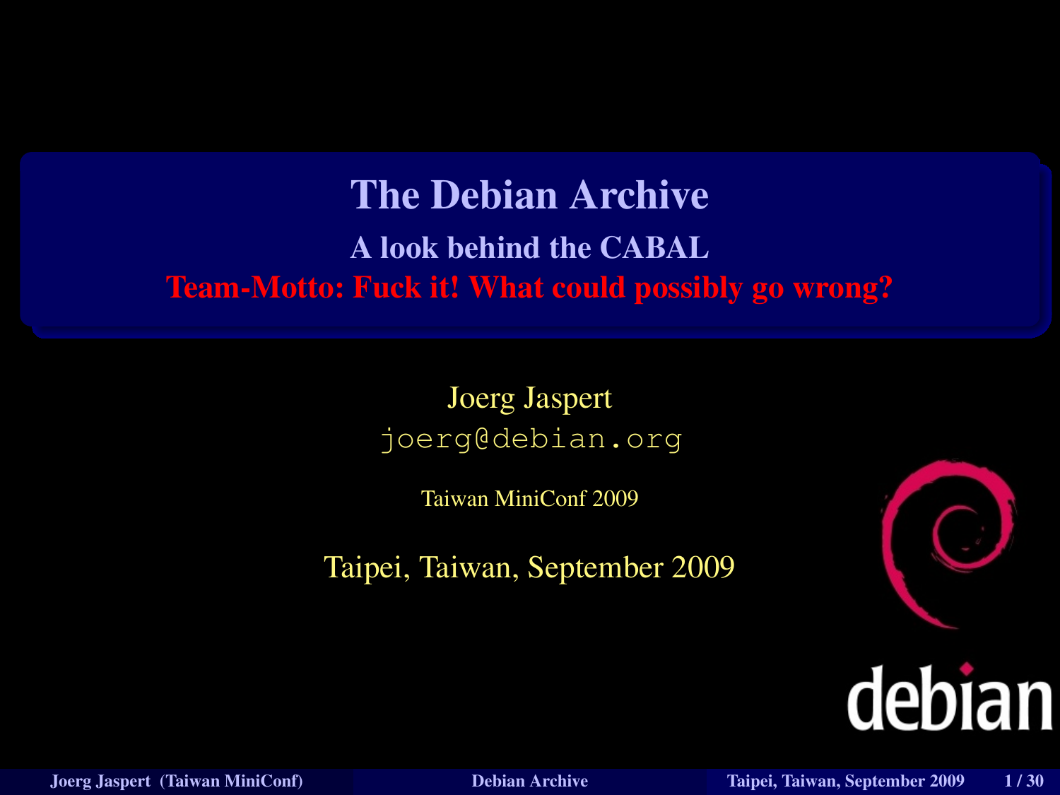# The Debian Archive

## A look behind the CABAL

**Team-Motto: Fuck it! What could possibly go wrong?**

Joerg Jaspert

`joerg@debian.org`

Taiwan MiniConf 2009

Taipei, Taiwan, September 2009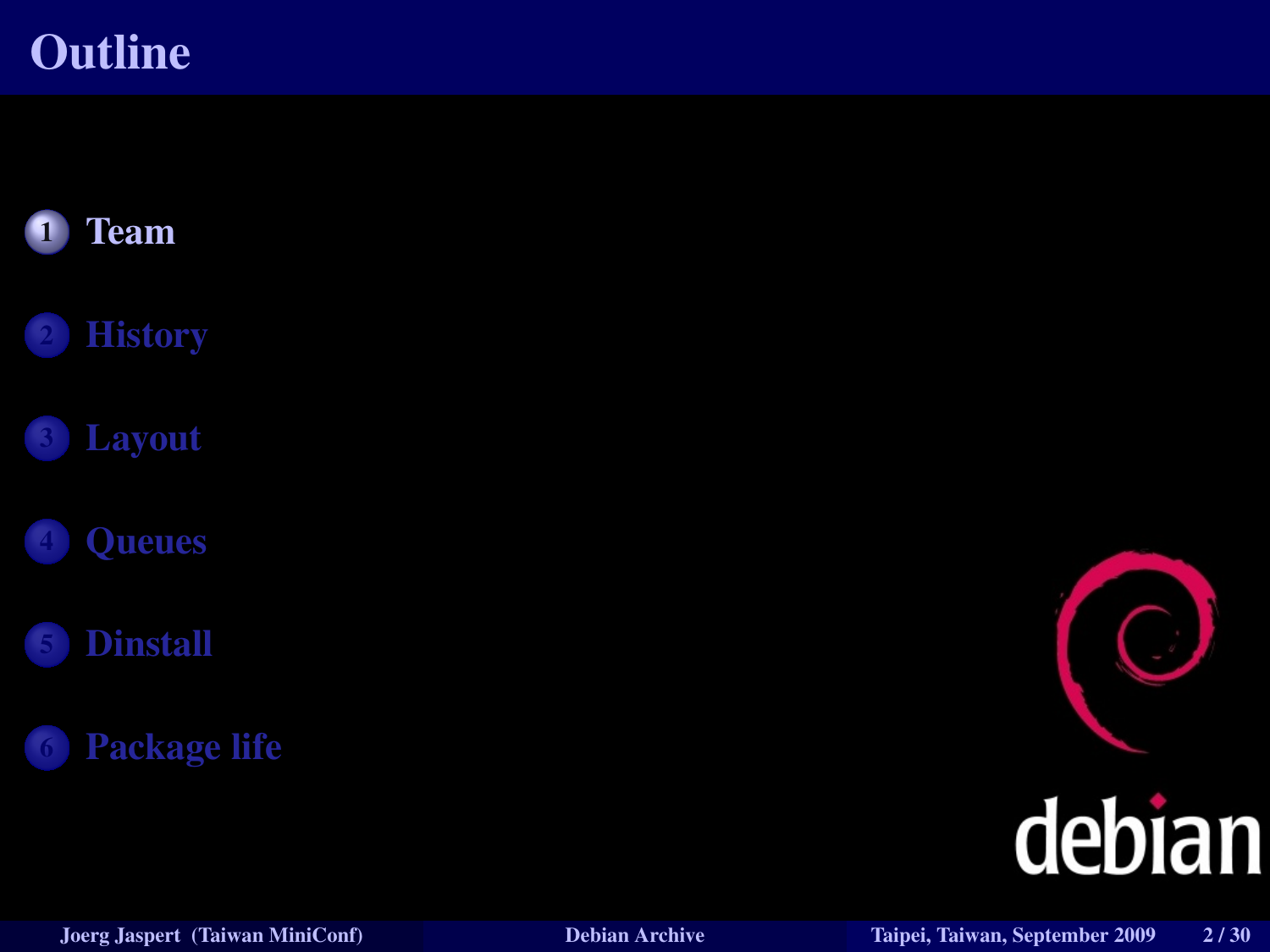# Outline

1. Team
2. History
3. Layout
4. Queues
5. Dinstall
6. Package life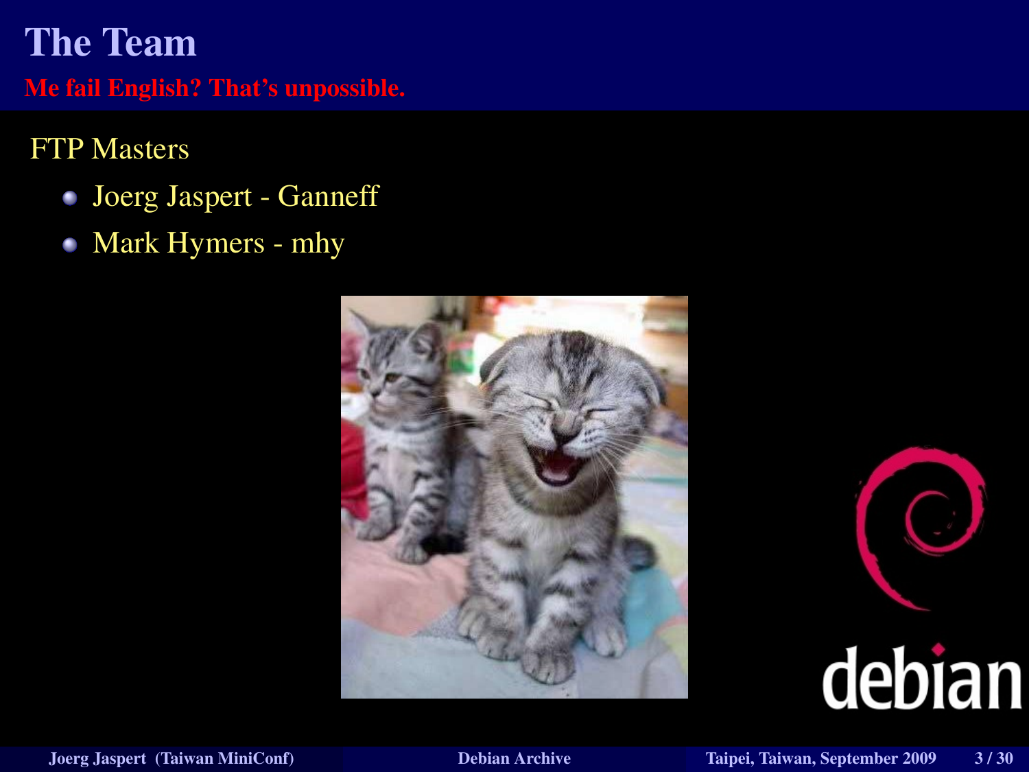# The Team

**Me fail English? That's unpossible.**

FTP Masters

- Joerg Jaspert - Ganneff
- Mark Hymers - mhy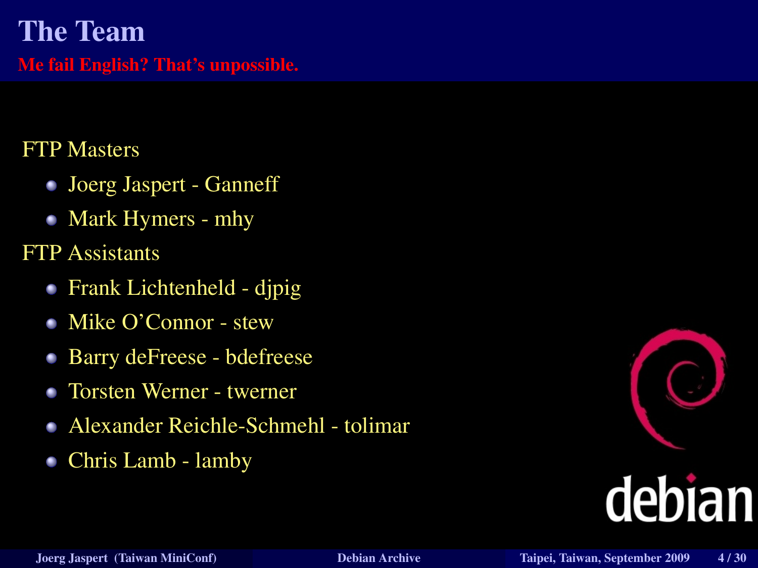# The Team

**Me fail English? That's unpossible.**

FTP Masters

- Joerg Jaspert - Ganneff
- Mark Hymers - mhy

FTP Assistants

- Frank Lichtenheld - djpig
- Mike O'Connor - stew
- Barry deFreese - bdefreese
- Torsten Werner - twerner
- Alexander Reichle-Schmehl - tolimar
- Chris Lamb - lamby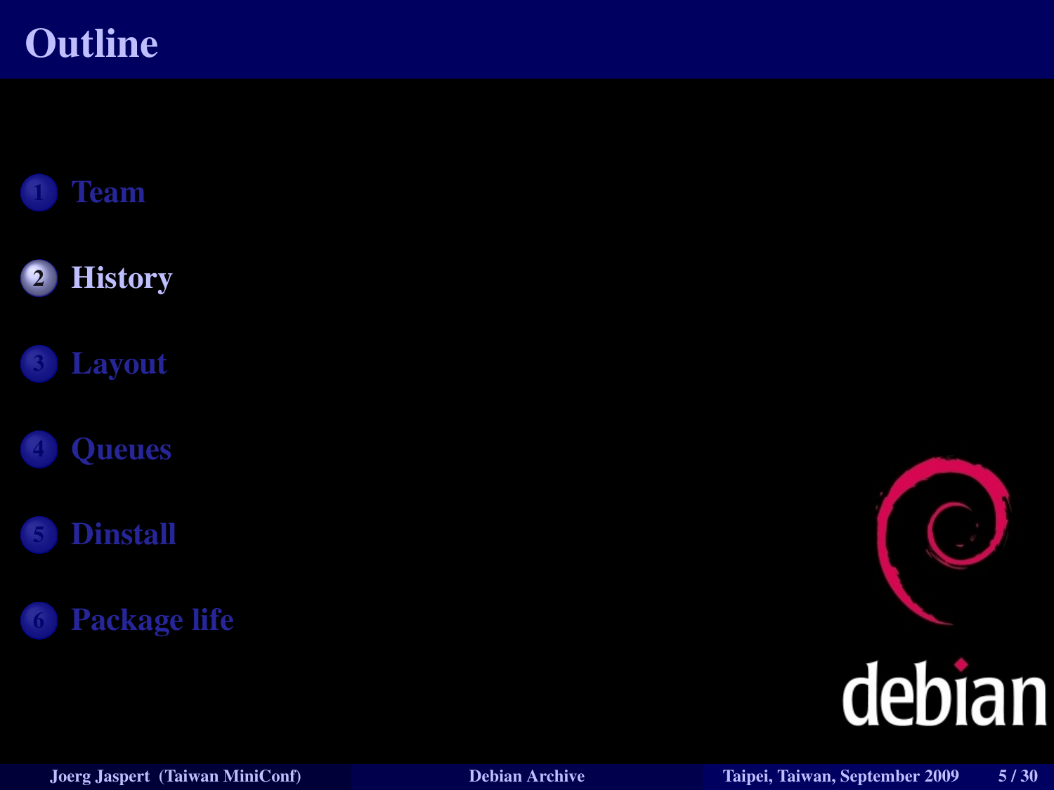# Outline

1. Team
2. **History**
3. Layout
4. Queues
5. Dinstall
6. Package life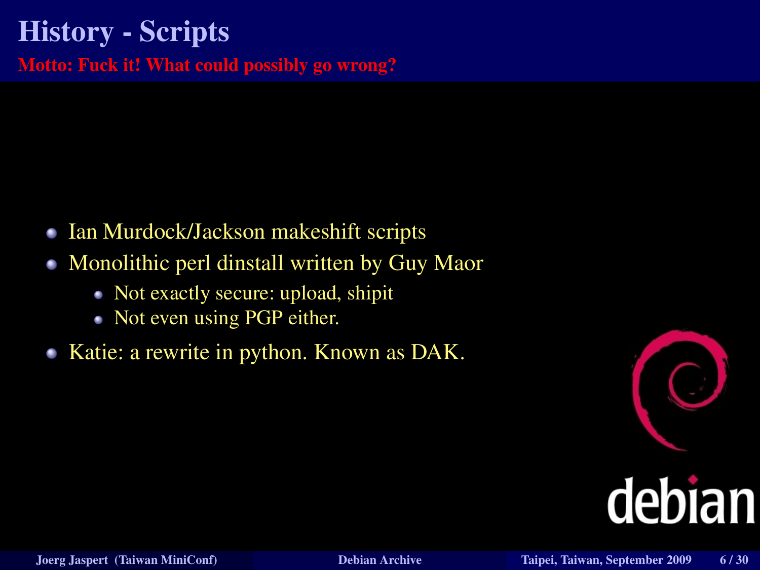# History - Scripts

**Motto: Fuck it! What could possibly go wrong?**

- Ian Murdock/Jackson makeshift scripts
- Monolithic perl dinstall written by Guy Maor
  - Not exactly secure: upload, shipit
  - Not even using PGP either.
- Katie: a rewrite in python. Known as DAK.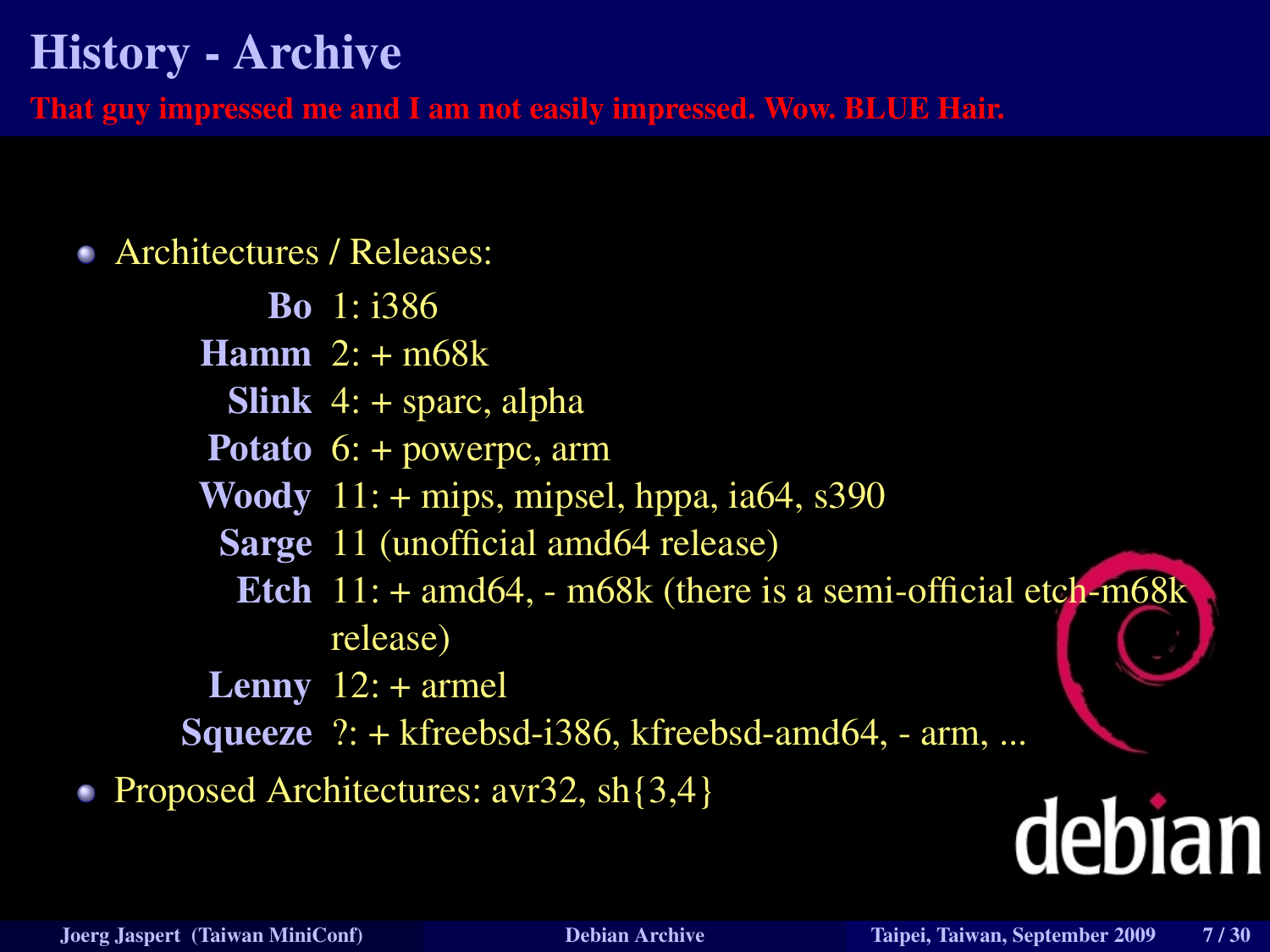# History - Archive

**That guy impressed me and I am not easily impressed. Wow. BLUE Hair.**

- Architectures / Releases:

  **Bo** 1: i386
  **Hamm** 2: + m68k
  **Slink** 4: + sparc, alpha
  **Potato** 6: + powerpc, arm
  **Woody** 11: + mips, mipsel, hppa, ia64, s390
  **Sarge** 11 (unofficial amd64 release)
  **Etch** 11: + amd64, - m68k (there is a semi-official etch-m68k release)
  **Lenny** 12: + armel
  **Squeeze** ?: + kfreebsd-i386, kfreebsd-amd64, - arm, ...

- Proposed Architectures: avr32, sh{3,4}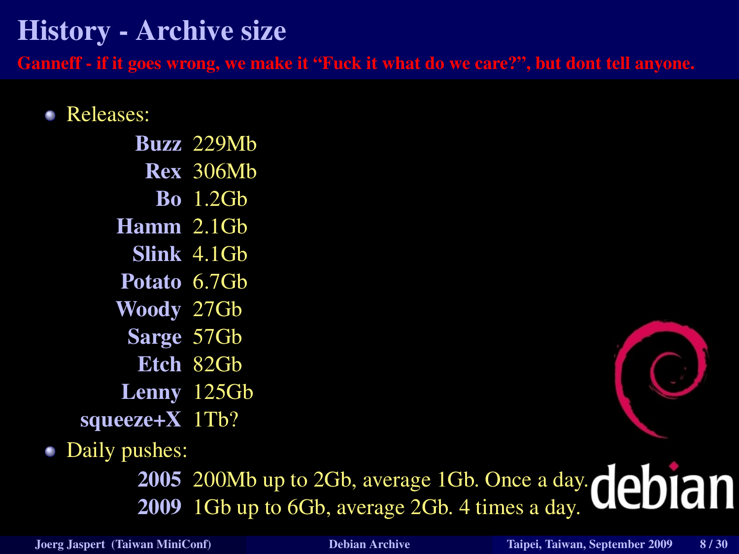# History - Archive size

**Ganneff - if it goes wrong, we make it "Fuck it what do we care?", but dont tell anyone.**

- Releases:

| | |
|---|---|
| **Buzz** | 229Mb |
| **Rex** | 306Mb |
| **Bo** | 1.2Gb |
| **Hamm** | 2.1Gb |
| **Slink** | 4.1Gb |
| **Potato** | 6.7Gb |
| **Woody** | 27Gb |
| **Sarge** | 57Gb |
| **Etch** | 82Gb |
| **Lenny** | 125Gb |
| **squeeze+X** | 1Tb? |

- Daily pushes:

| | |
|---|---|
| **2005** | 200Mb up to 2Gb, average 1Gb. Once a day. |
| **2009** | 1Gb up to 6Gb, average 2Gb. 4 times a day. |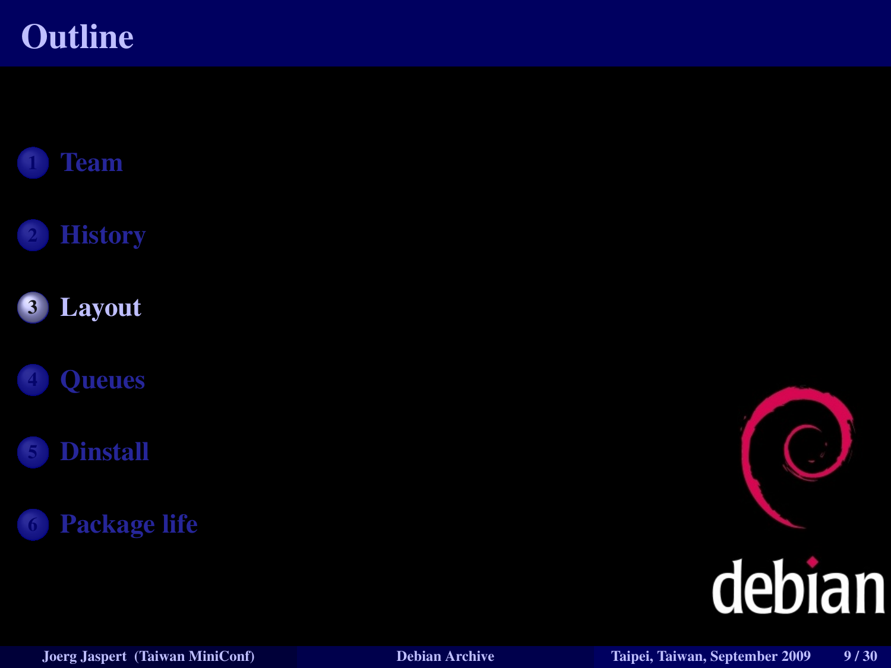# Outline

1. Team
2. History
3. **Layout**
4. Queues
5. Dinstall
6. Package life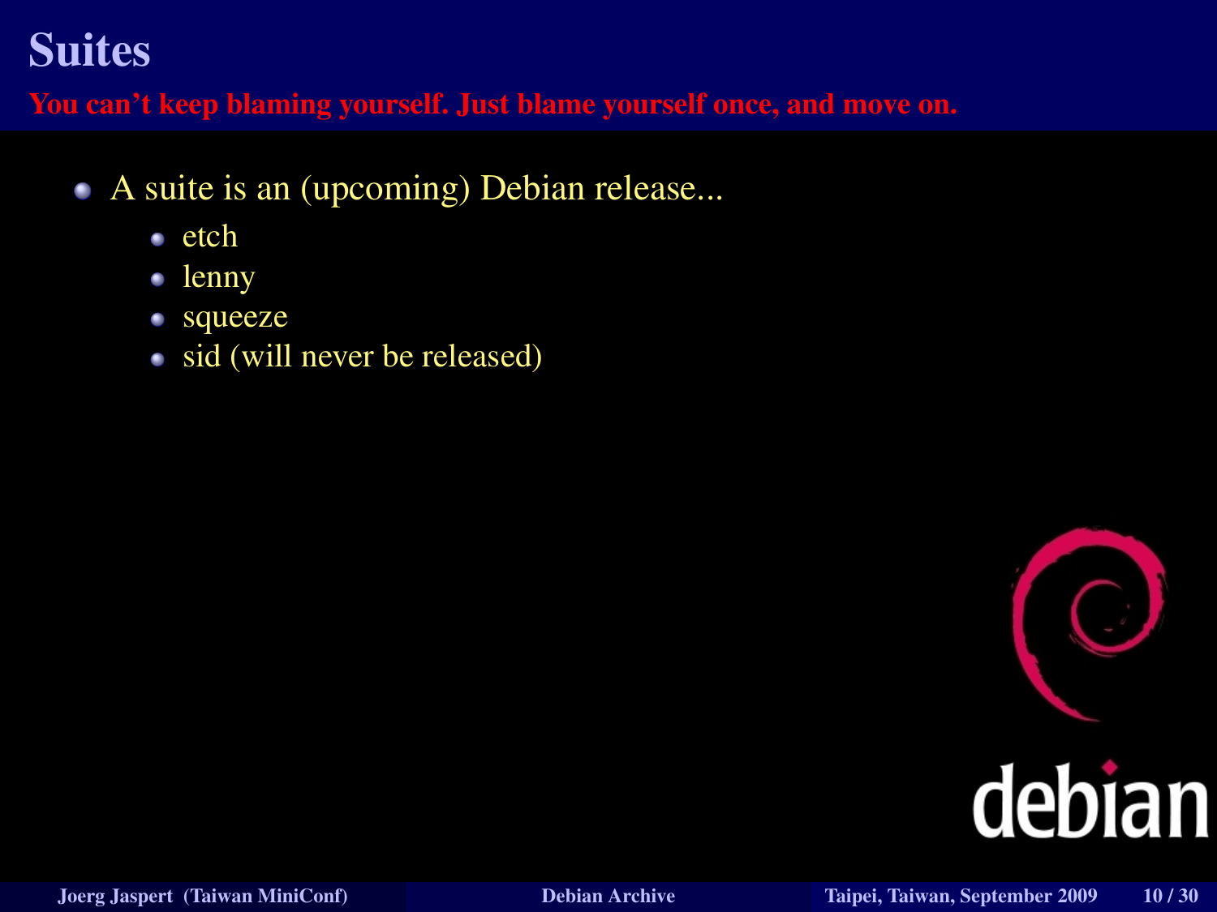# Suites

**You can't keep blaming yourself. Just blame yourself once, and move on.**

- A suite is an (upcoming) Debian release...
  - etch
  - lenny
  - squeeze
  - sid (will never be released)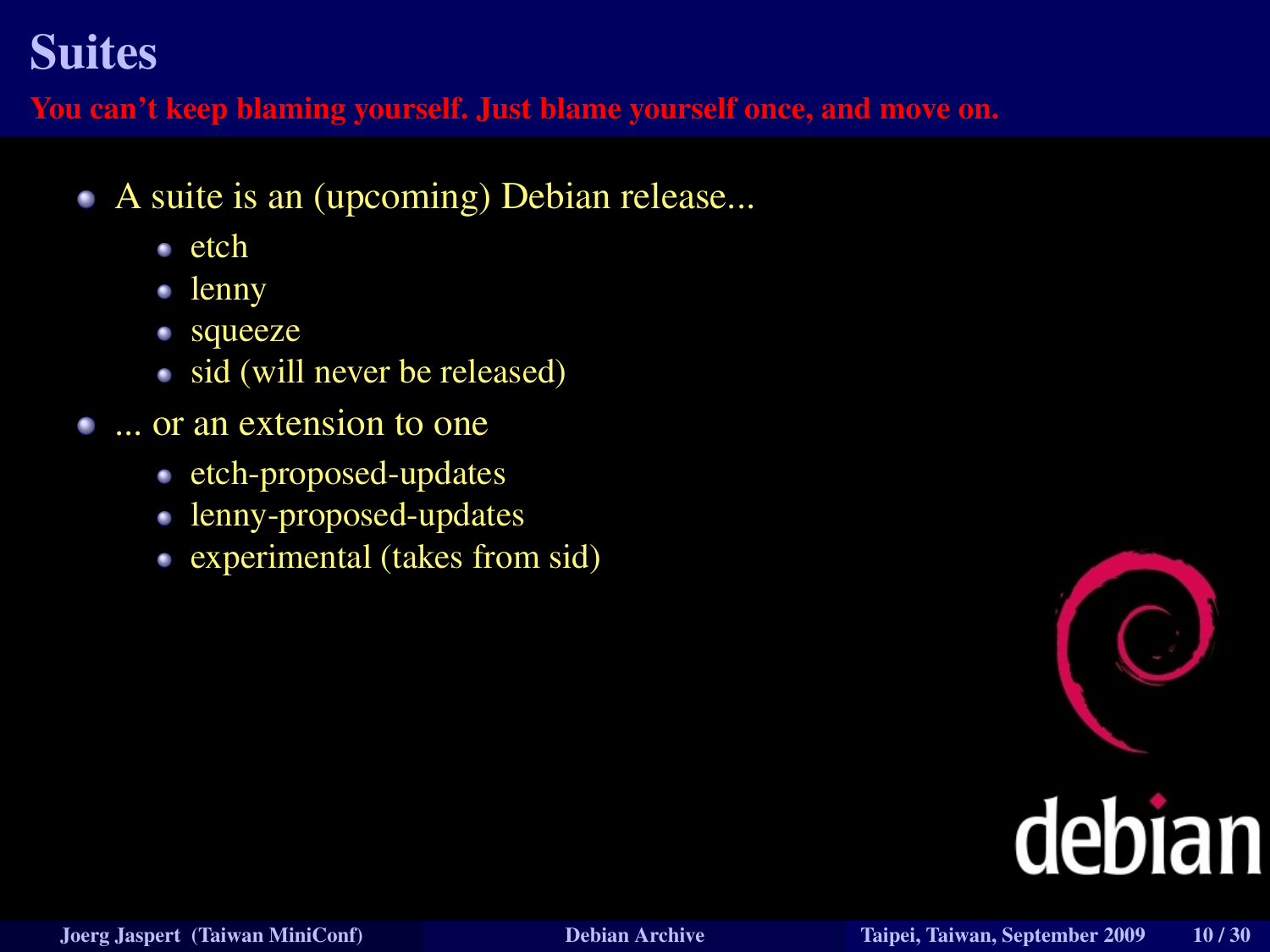# Suites

**You can't keep blaming yourself. Just blame yourself once, and move on.**

- A suite is an (upcoming) Debian release...
  - etch
  - lenny
  - squeeze
  - sid (will never be released)
- ... or an extension to one
  - etch-proposed-updates
  - lenny-proposed-updates
  - experimental (takes from sid)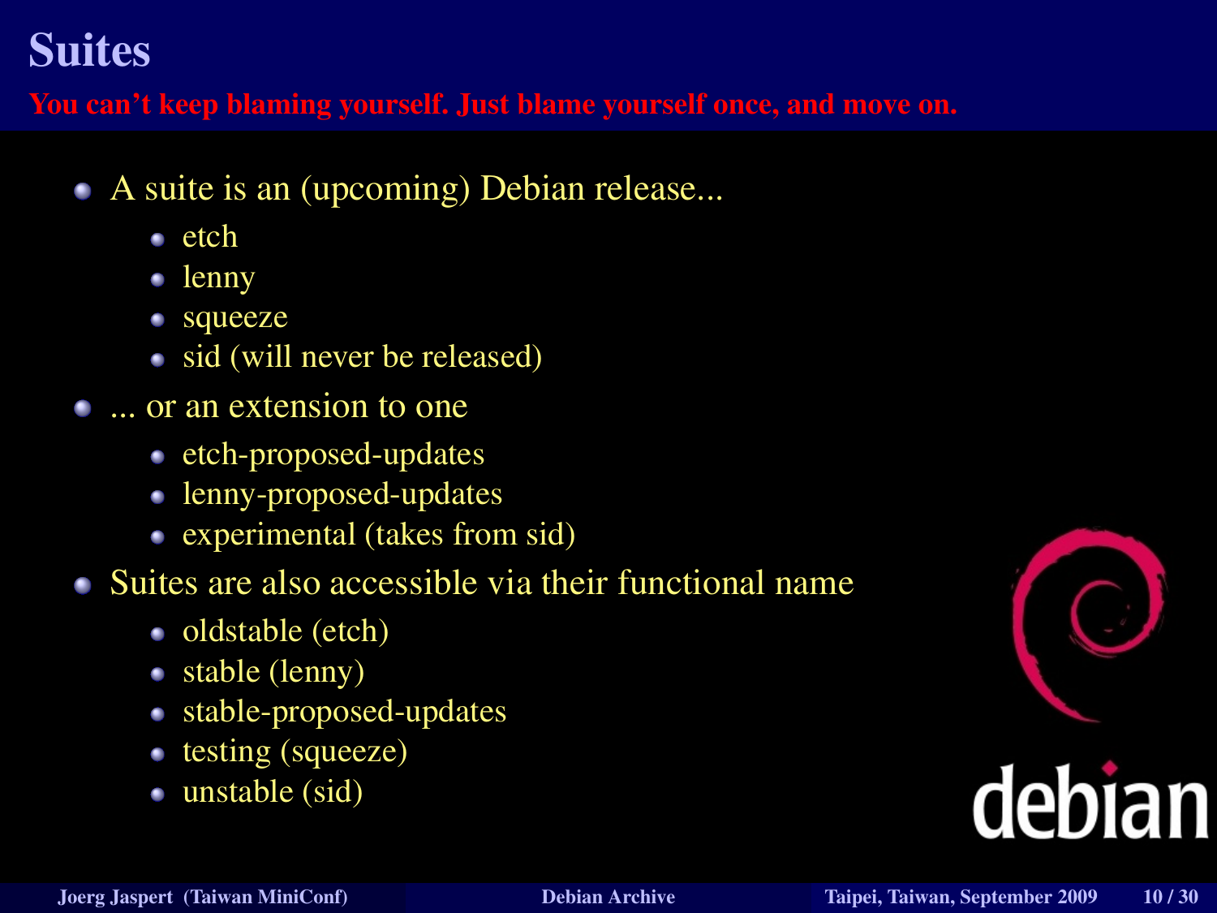# Suites

**You can't keep blaming yourself. Just blame yourself once, and move on.**

- A suite is an (upcoming) Debian release...
  - etch
  - lenny
  - squeeze
  - sid (will never be released)
- ... or an extension to one
  - etch-proposed-updates
  - lenny-proposed-updates
  - experimental (takes from sid)
- Suites are also accessible via their functional name
  - oldstable (etch)
  - stable (lenny)
  - stable-proposed-updates
  - testing (squeeze)
  - unstable (sid)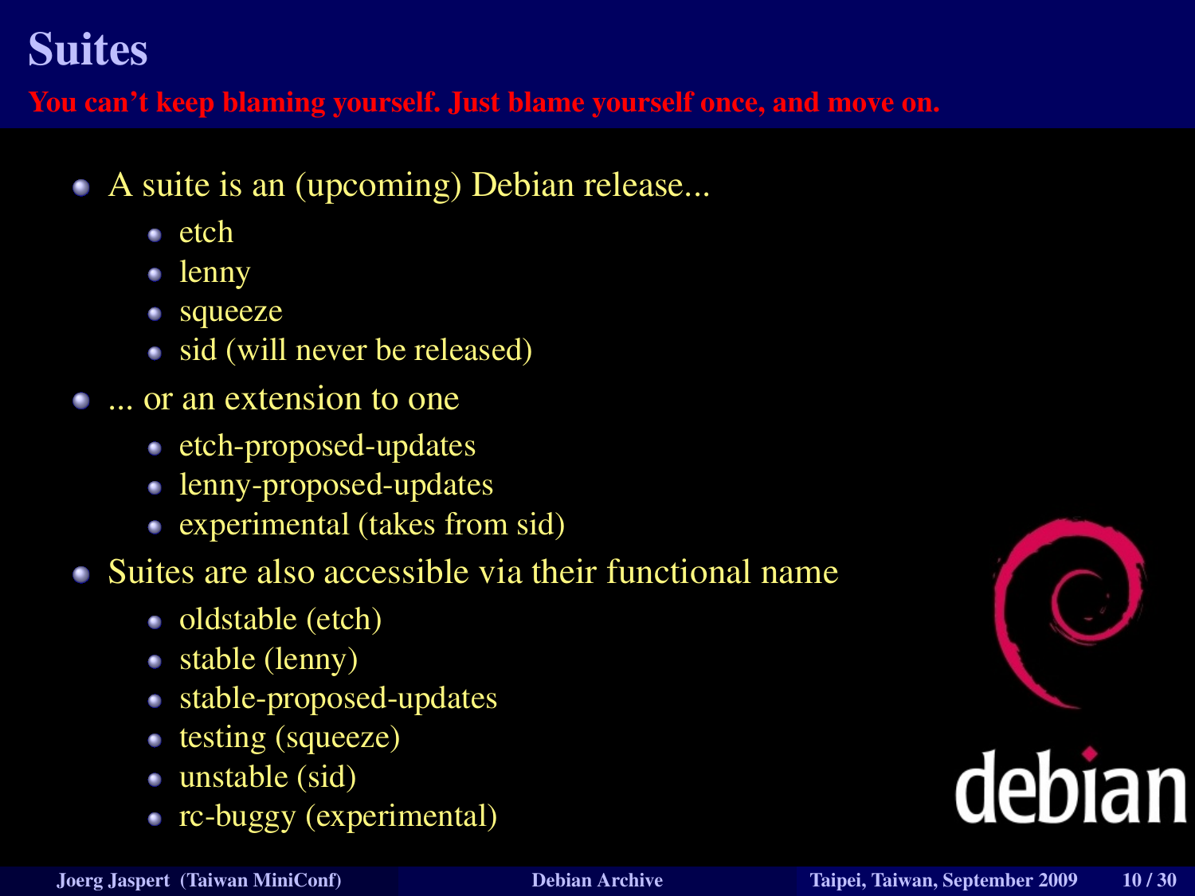# Suites

**You can't keep blaming yourself. Just blame yourself once, and move on.**

- A suite is an (upcoming) Debian release...
  - etch
  - lenny
  - squeeze
  - sid (will never be released)
- ... or an extension to one
  - etch-proposed-updates
  - lenny-proposed-updates
  - experimental (takes from sid)
- Suites are also accessible via their functional name
  - oldstable (etch)
  - stable (lenny)
  - stable-proposed-updates
  - testing (squeeze)
  - unstable (sid)
  - rc-buggy (experimental)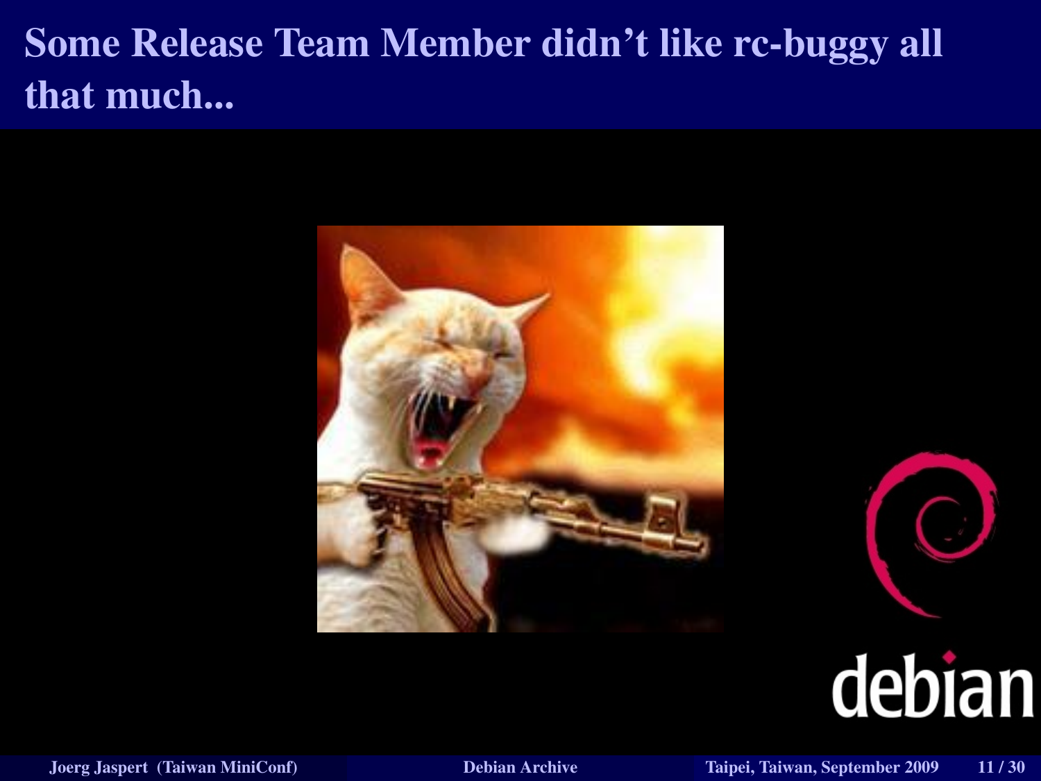# Some Release Team Member didn't like rc-buggy all that much...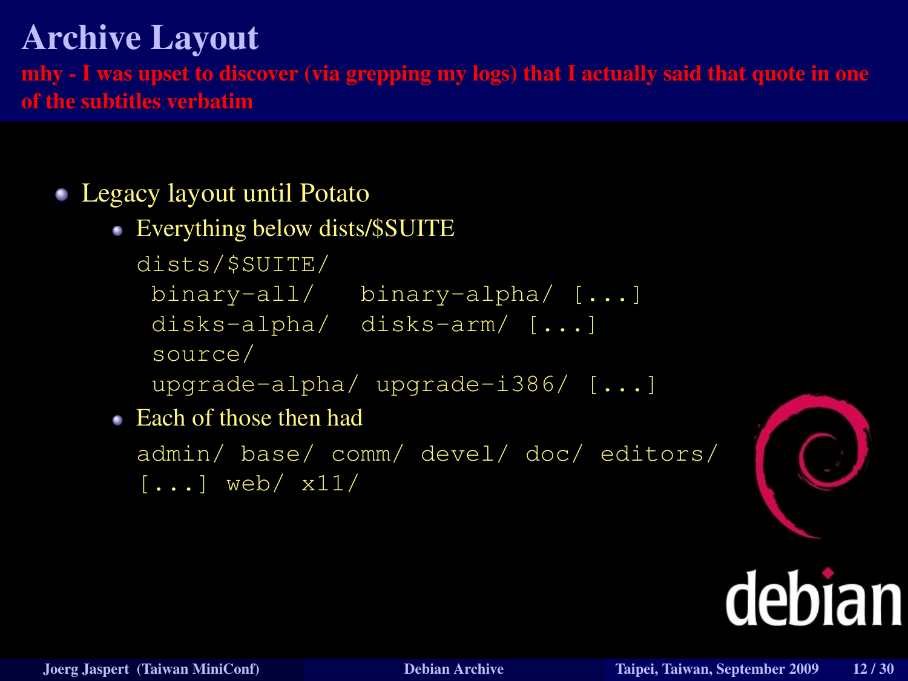# Archive Layout

**mhy - I was upset to discover (via grepping my logs) that I actually said that quote in one of the subtitles verbatim**

- Legacy layout until Potato
  - Everything below dists/$SUITE

    ```
    dists/$SUITE/
     binary-all/   binary-alpha/ [...]
     disks-alpha/  disks-arm/ [...]
     source/
     upgrade-alpha/ upgrade-i386/ [...]
    ```

  - Each of those then had

    ```
    admin/ base/ comm/ devel/ doc/ editors/
    [...] web/ x11/
    ```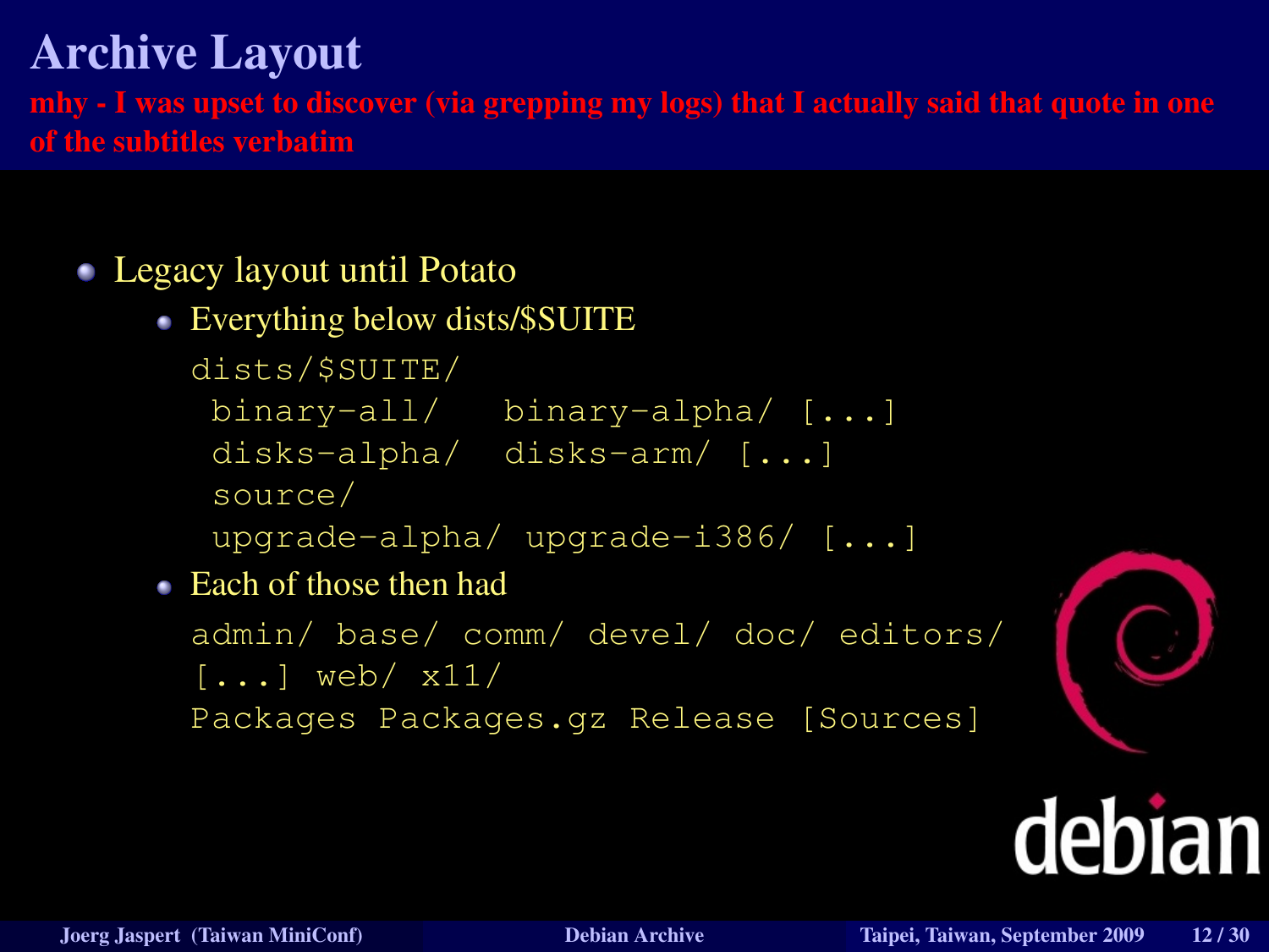# Archive Layout

**mhy - I was upset to discover (via grepping my logs) that I actually said that quote in one of the subtitles verbatim**

- Legacy layout until Potato
  - Everything below dists/$SUITE

    ```
    dists/$SUITE/
     binary-all/   binary-alpha/ [...]
     disks-alpha/  disks-arm/ [...]
     source/
     upgrade-alpha/ upgrade-i386/ [...]
    ```

  - Each of those then had

    ```
    admin/ base/ comm/ devel/ doc/ editors/
    [...] web/ x11/
    Packages Packages.gz Release [Sources]
    ```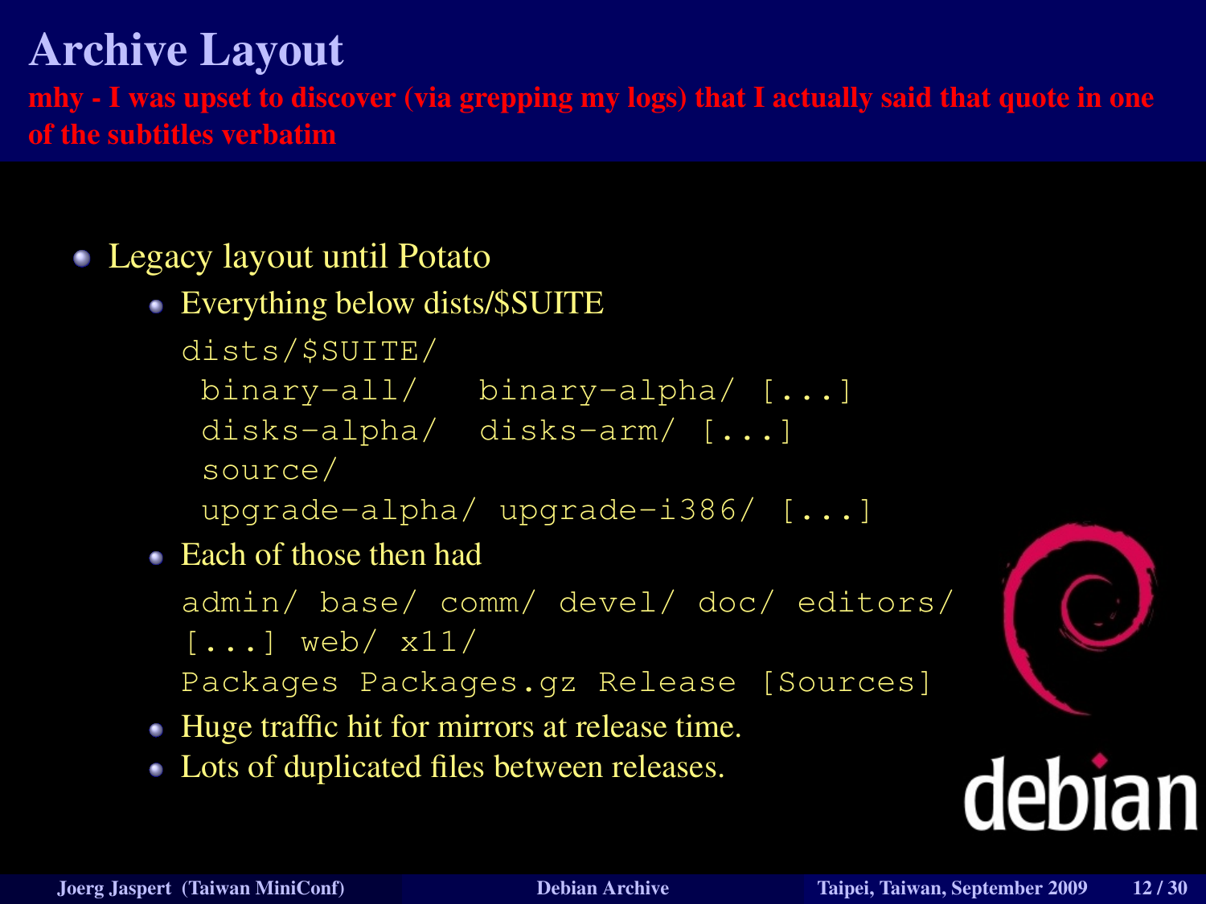# Archive Layout

**mhy - I was upset to discover (via grepping my logs) that I actually said that quote in one of the subtitles verbatim**

- Legacy layout until Potato
  - Everything below dists/$SUITE

    ```
    dists/$SUITE/
     binary-all/   binary-alpha/ [...]
     disks-alpha/  disks-arm/ [...]
     source/
     upgrade-alpha/ upgrade-i386/ [...]
    ```

  - Each of those then had

    ```
    admin/ base/ comm/ devel/ doc/ editors/
    [...] web/ x11/
    Packages Packages.gz Release [Sources]
    ```

  - Huge traffic hit for mirrors at release time.
  - Lots of duplicated files between releases.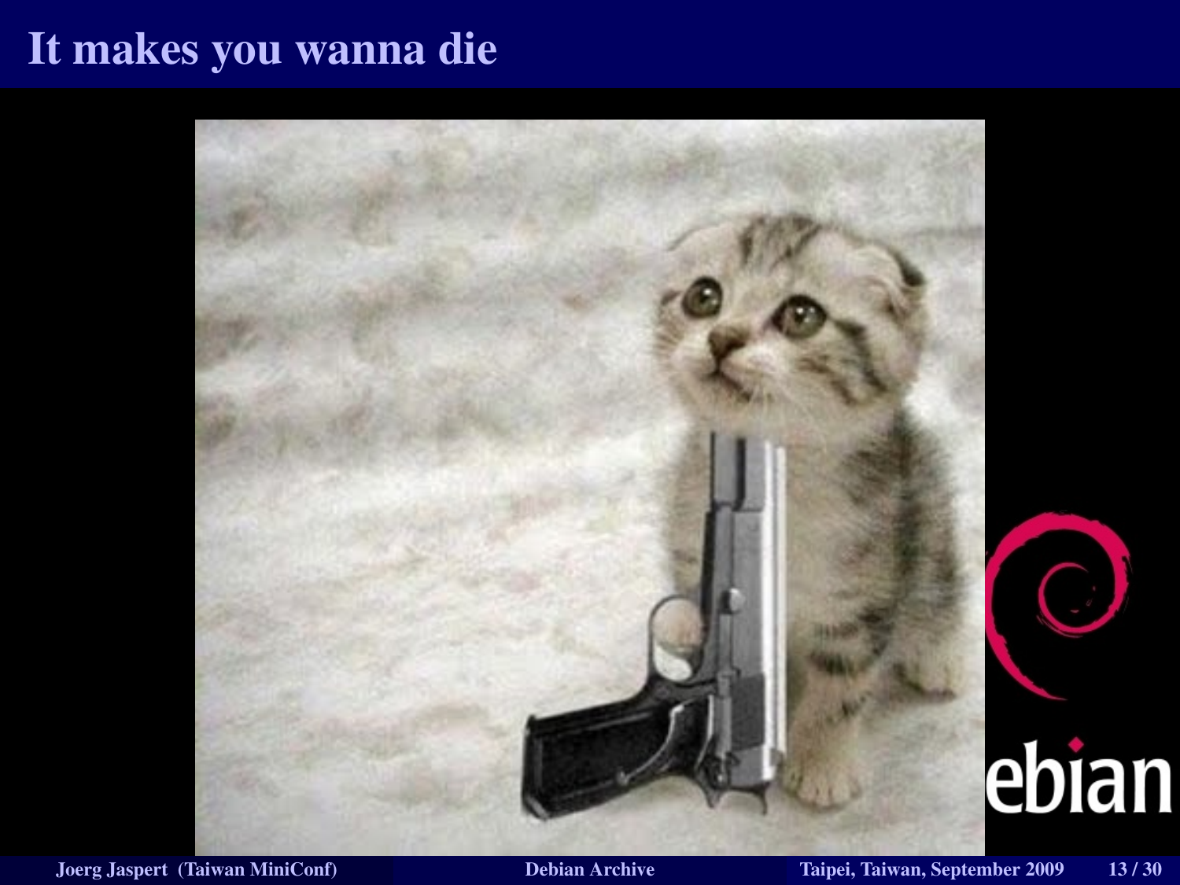# It makes you wanna die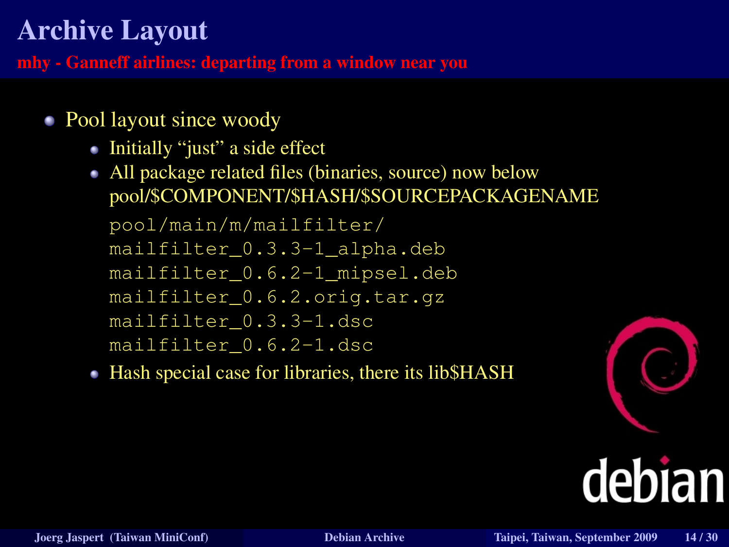# Archive Layout

**mhy - Ganneff airlines: departing from a window near you**

- Pool layout since woody
  - Initially “just” a side effect
  - All package related files (binaries, source) now below pool/$COMPONENT/$HASH/$SOURCEPACKAGENAME

    ```
    pool/main/m/mailfilter/
    mailfilter_0.3.3-1_alpha.deb
    mailfilter_0.6.2-1_mipsel.deb
    mailfilter_0.6.2.orig.tar.gz
    mailfilter_0.3.3-1.dsc
    mailfilter_0.6.2-1.dsc
    ```

  - Hash special case for libraries, there its lib$HASH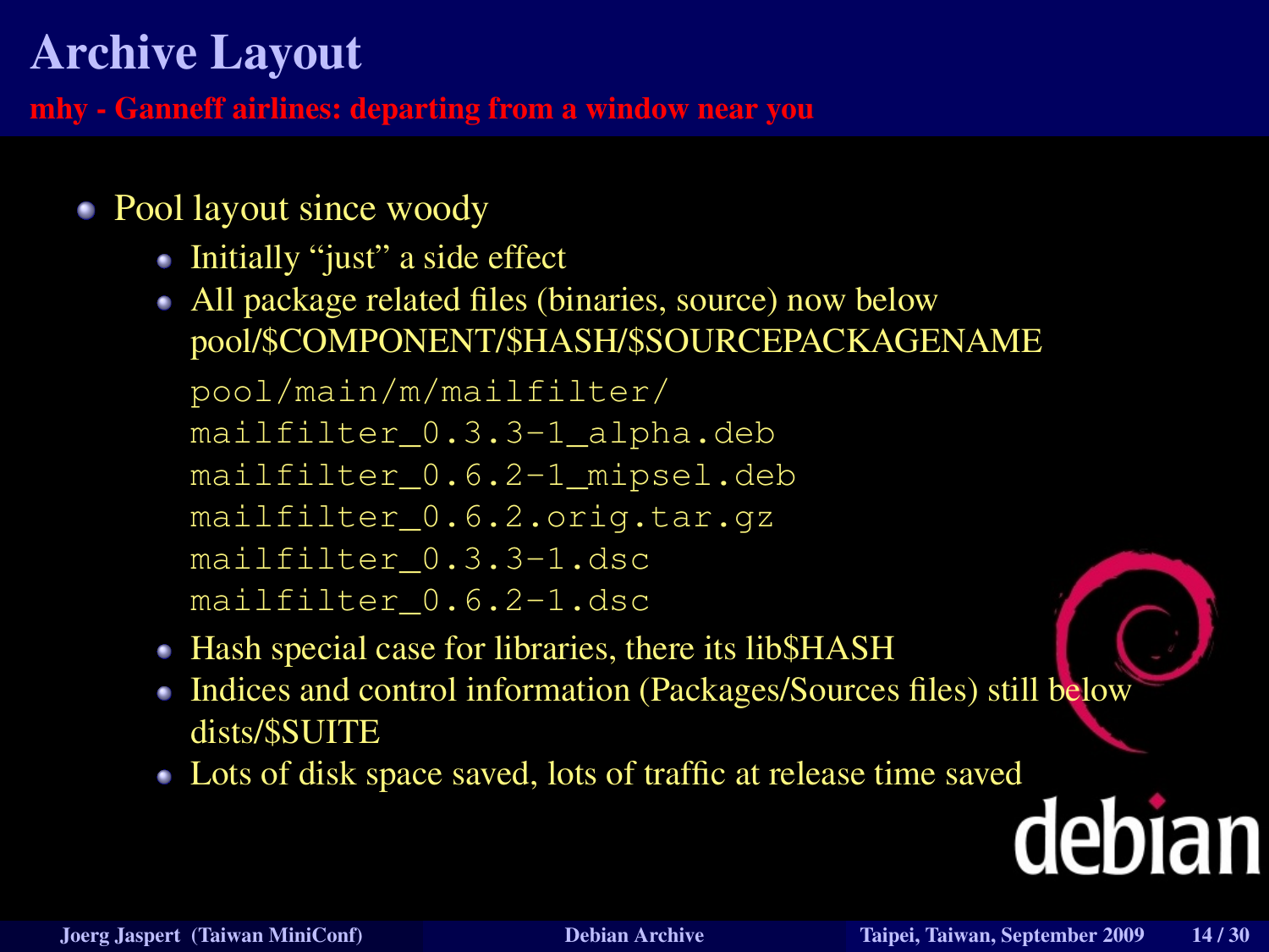# Archive Layout

**mhy - Ganneff airlines: departing from a window near you**

- Pool layout since woody
  - Initially “just” a side effect
  - All package related files (binaries, source) now below pool/$COMPONENT/$HASH/$SOURCEPACKAGENAME

    ```
    pool/main/m/mailfilter/
    mailfilter_0.3.3-1_alpha.deb
    mailfilter_0.6.2-1_mipsel.deb
    mailfilter_0.6.2.orig.tar.gz
    mailfilter_0.3.3-1.dsc
    mailfilter_0.6.2-1.dsc
    ```

  - Hash special case for libraries, there its lib$HASH
  - Indices and control information (Packages/Sources files) still below dists/$SUITE
  - Lots of disk space saved, lots of traffic at release time saved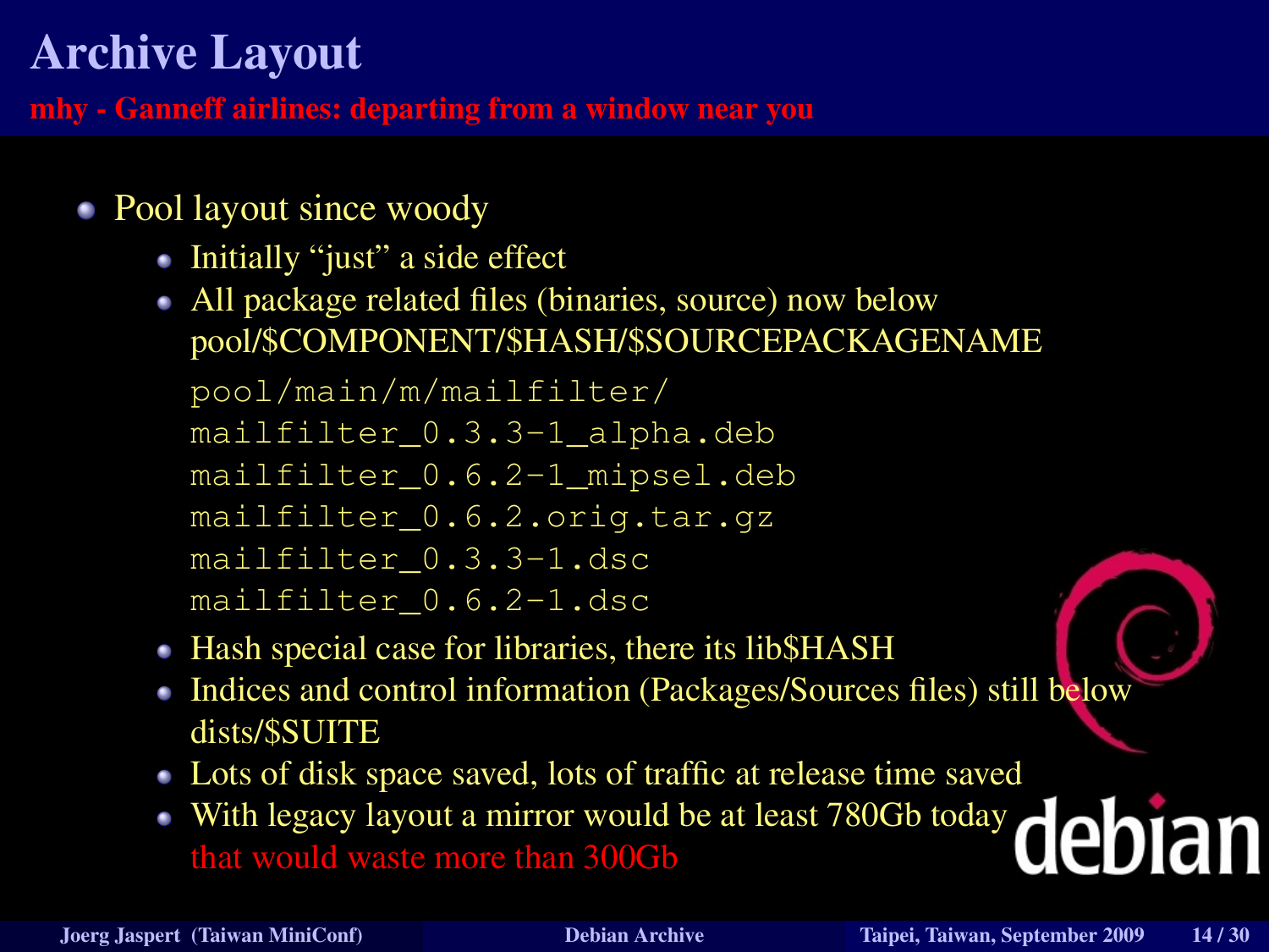# Archive Layout

**mhy - Ganneff airlines: departing from a window near you**

- Pool layout since woody
  - Initially “just” a side effect
  - All package related files (binaries, source) now below pool/$COMPONENT/$HASH/$SOURCEPACKAGENAME

    ```
    pool/main/m/mailfilter/
    mailfilter_0.3.3-1_alpha.deb
    mailfilter_0.6.2-1_mipsel.deb
    mailfilter_0.6.2.orig.tar.gz
    mailfilter_0.3.3-1.dsc
    mailfilter_0.6.2-1.dsc
    ```

  - Hash special case for libraries, there its lib$HASH
  - Indices and control information (Packages/Sources files) still below dists/$SUITE
  - Lots of disk space saved, lots of traffic at release time saved
  - With legacy layout a mirror would be at least 780Gb today
    that would waste more than 300Gb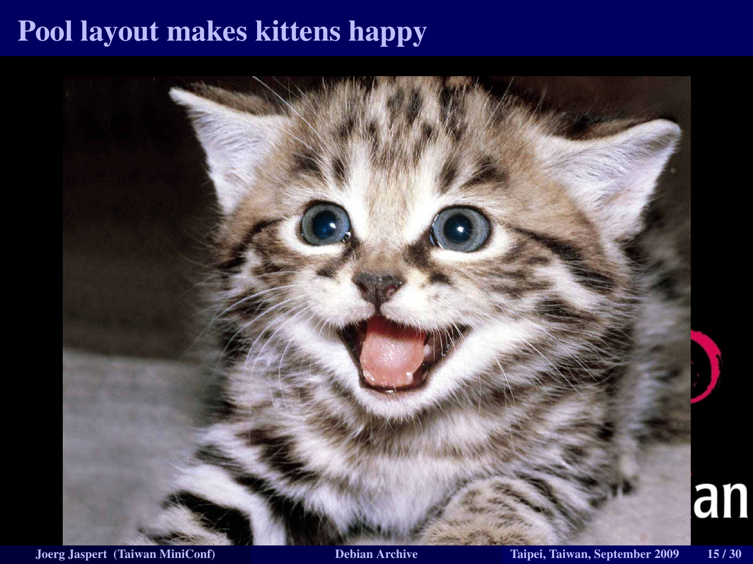# Pool layout makes kittens happy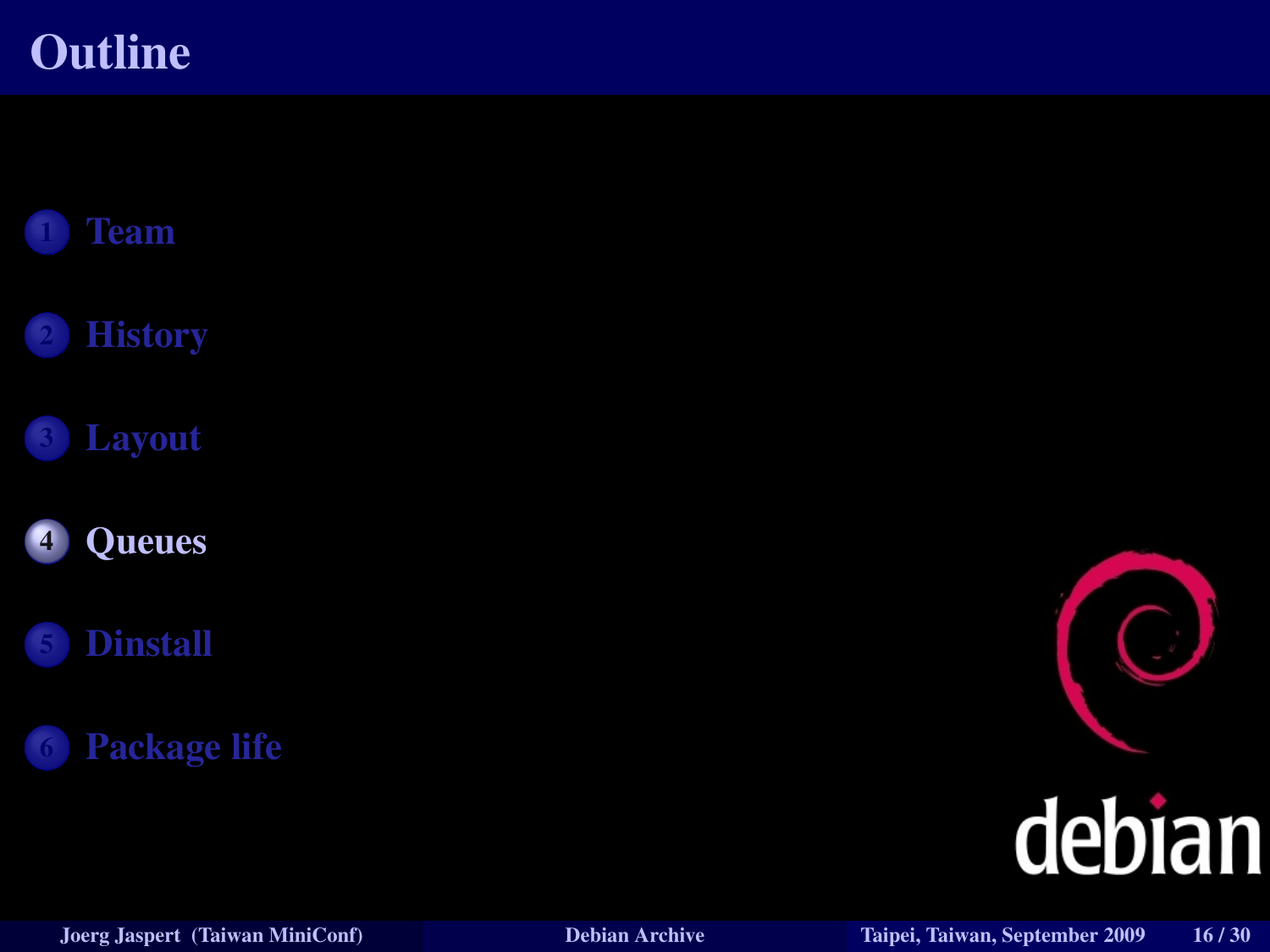# Outline

1. Team
2. History
3. Layout
4. **Queues**
5. Dinstall
6. Package life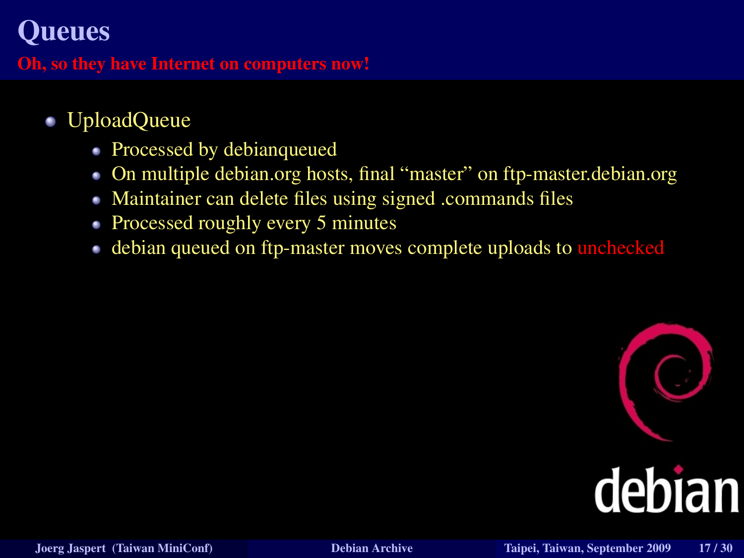# Queues

**Oh, so they have Internet on computers now!**

- UploadQueue
  - Processed by debianqueued
  - On multiple debian.org hosts, final “master” on ftp-master.debian.org
  - Maintainer can delete files using signed .commands files
  - Processed roughly every 5 minutes
  - debian queued on ftp-master moves complete uploads to unchecked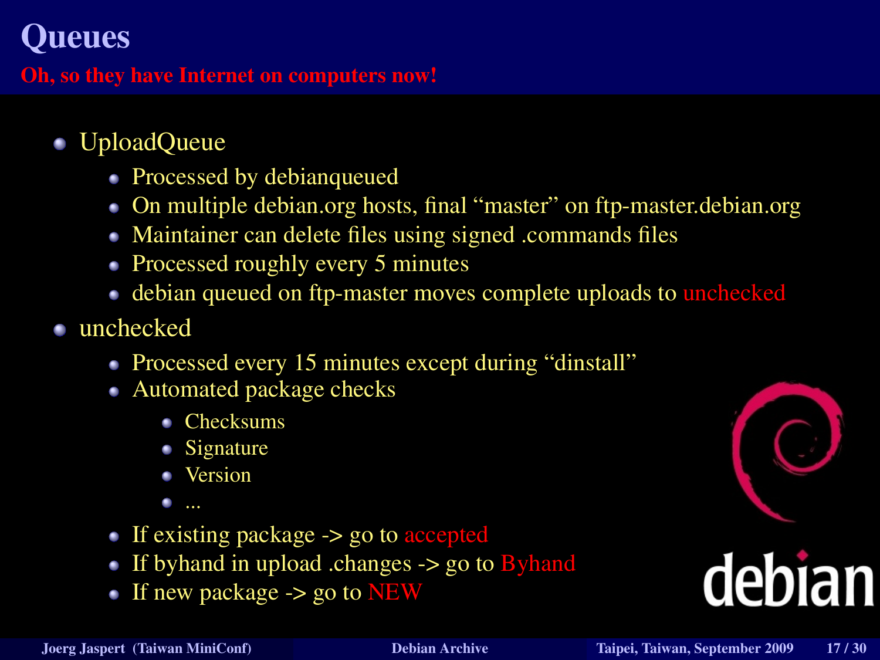# Queues

## Oh, so they have Internet on computers now!

- UploadQueue
  - Processed by debianqueued
  - On multiple debian.org hosts, final “master” on ftp-master.debian.org
  - Maintainer can delete files using signed .commands files
  - Processed roughly every 5 minutes
  - debian queued on ftp-master moves complete uploads to unchecked
- unchecked
  - Processed every 15 minutes except during “dinstall”
  - Automated package checks
    - Checksums
    - Signature
    - Version
    - ...
  - If existing package -> go to accepted
  - If byhand in upload .changes -> go to Byhand
  - If new package -> go to NEW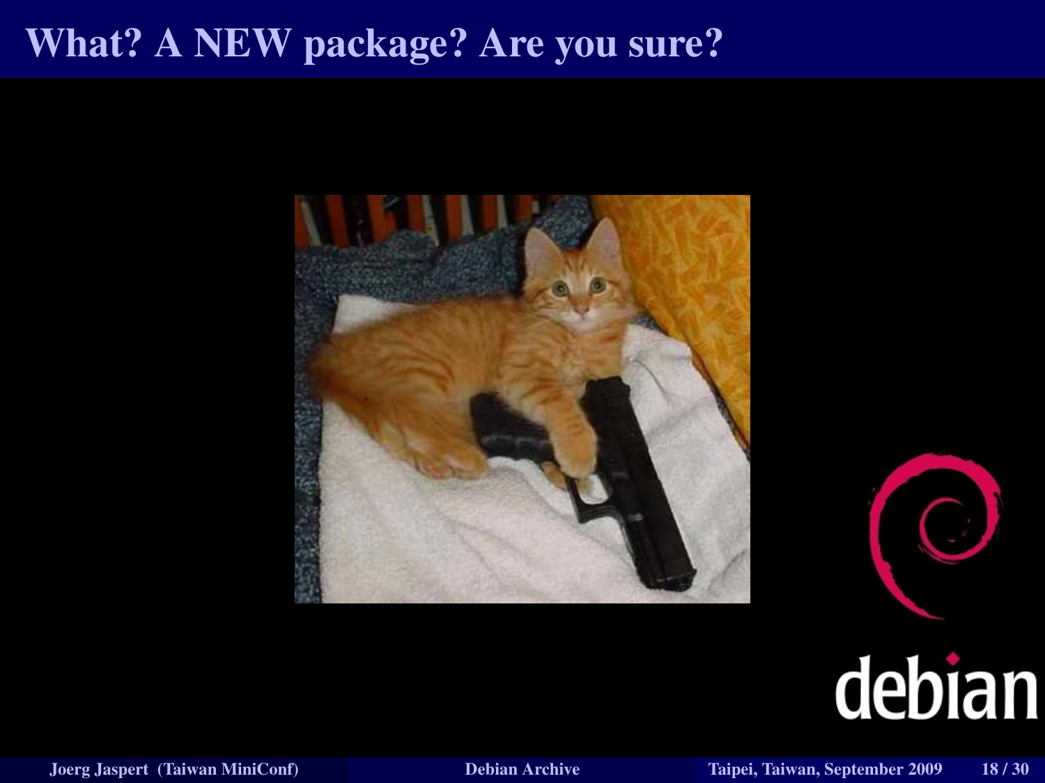# What? A NEW package? Are you sure?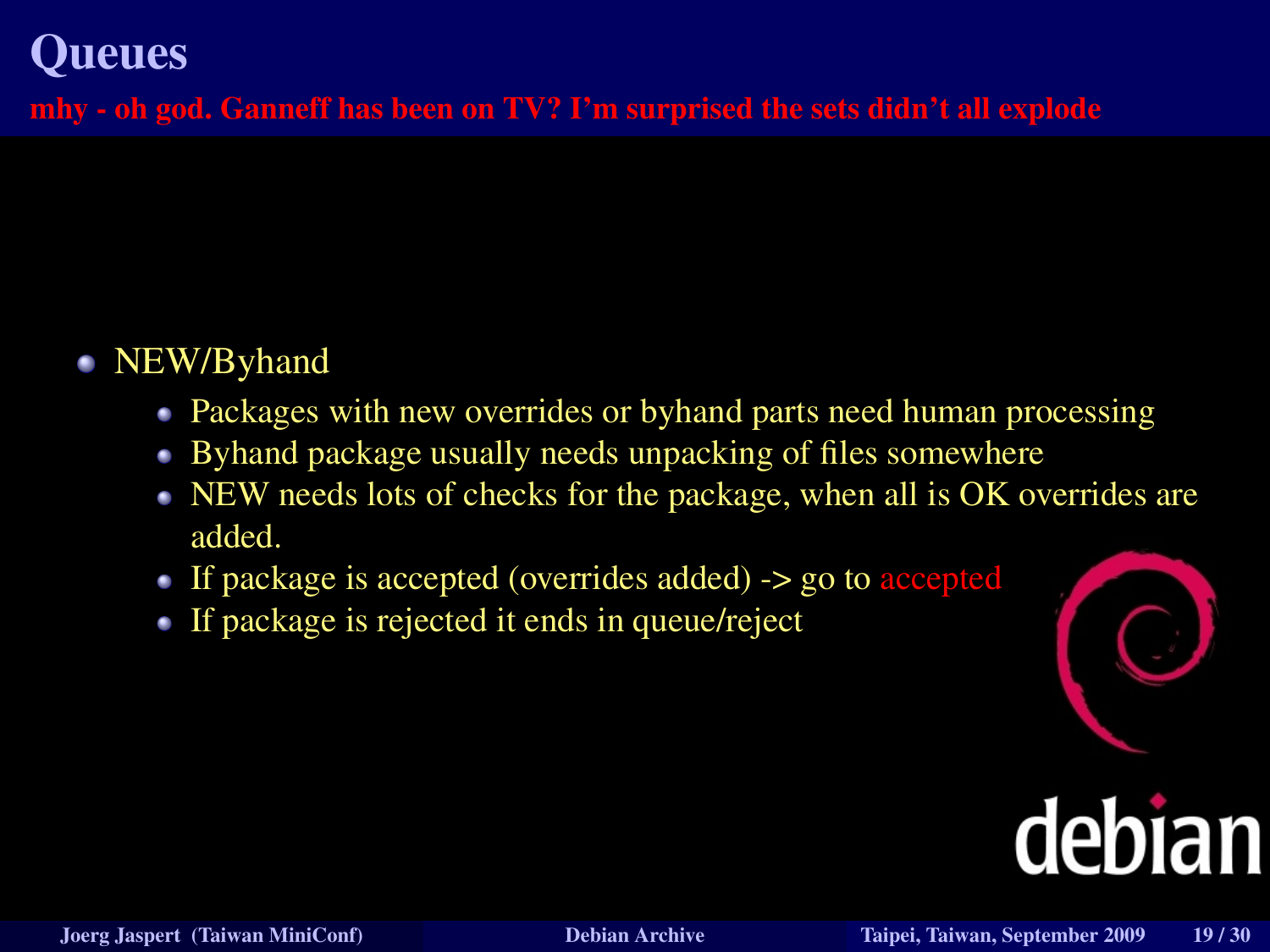# Queues

**mhy - oh god. Ganneff has been on TV? I'm surprised the sets didn't all explode**

- NEW/Byhand
  - Packages with new overrides or byhand parts need human processing
  - Byhand package usually needs unpacking of files somewhere
  - NEW needs lots of checks for the package, when all is OK overrides are added.
  - If package is accepted (overrides added) -> go to accepted
  - If package is rejected it ends in queue/reject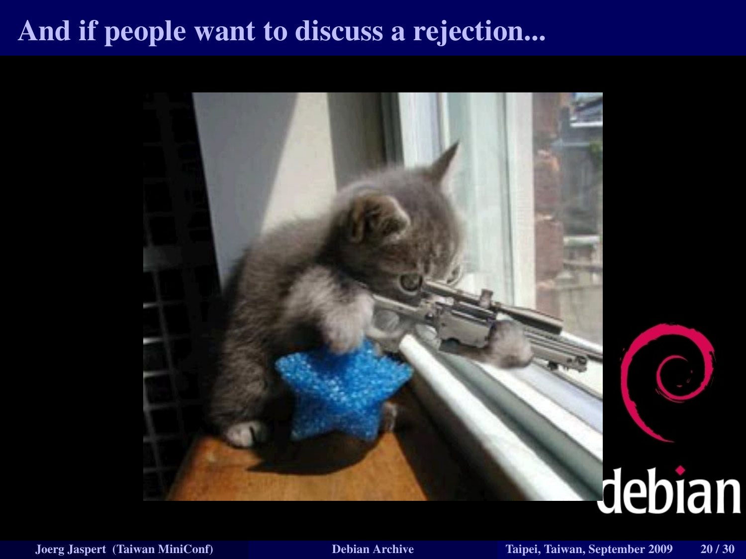# And if people want to discuss a rejection...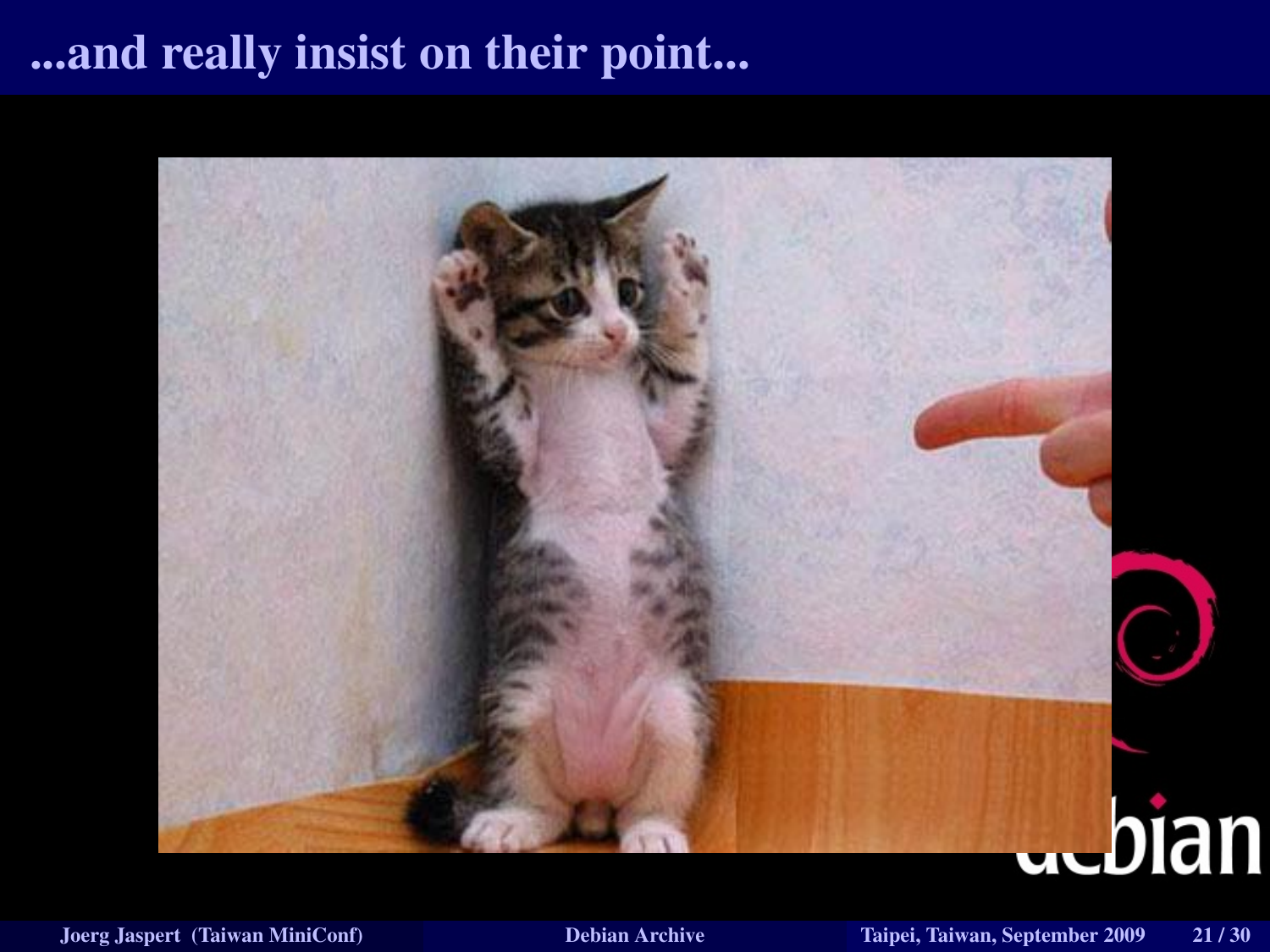# ...and really insist on their point...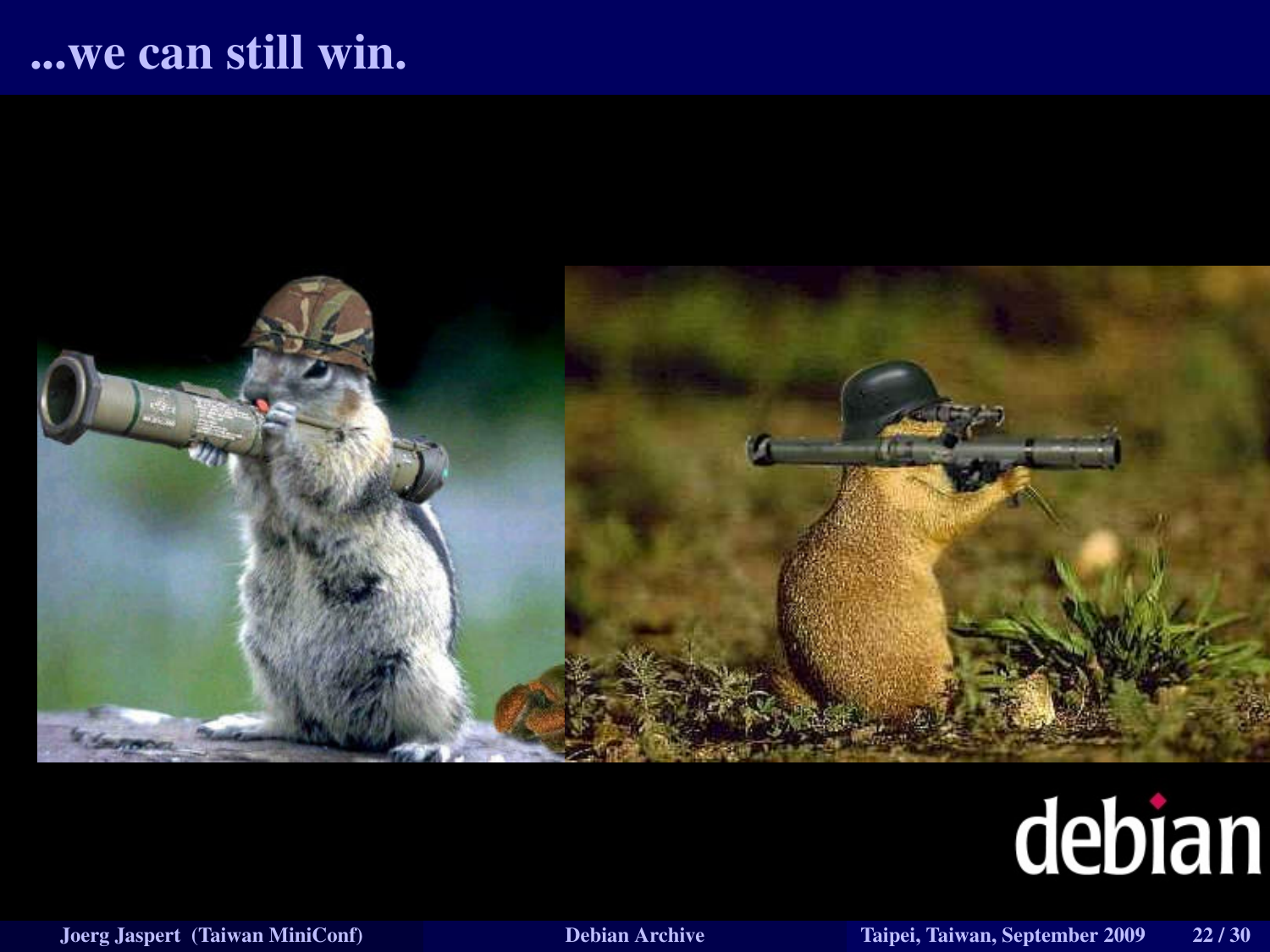# ...we can still win.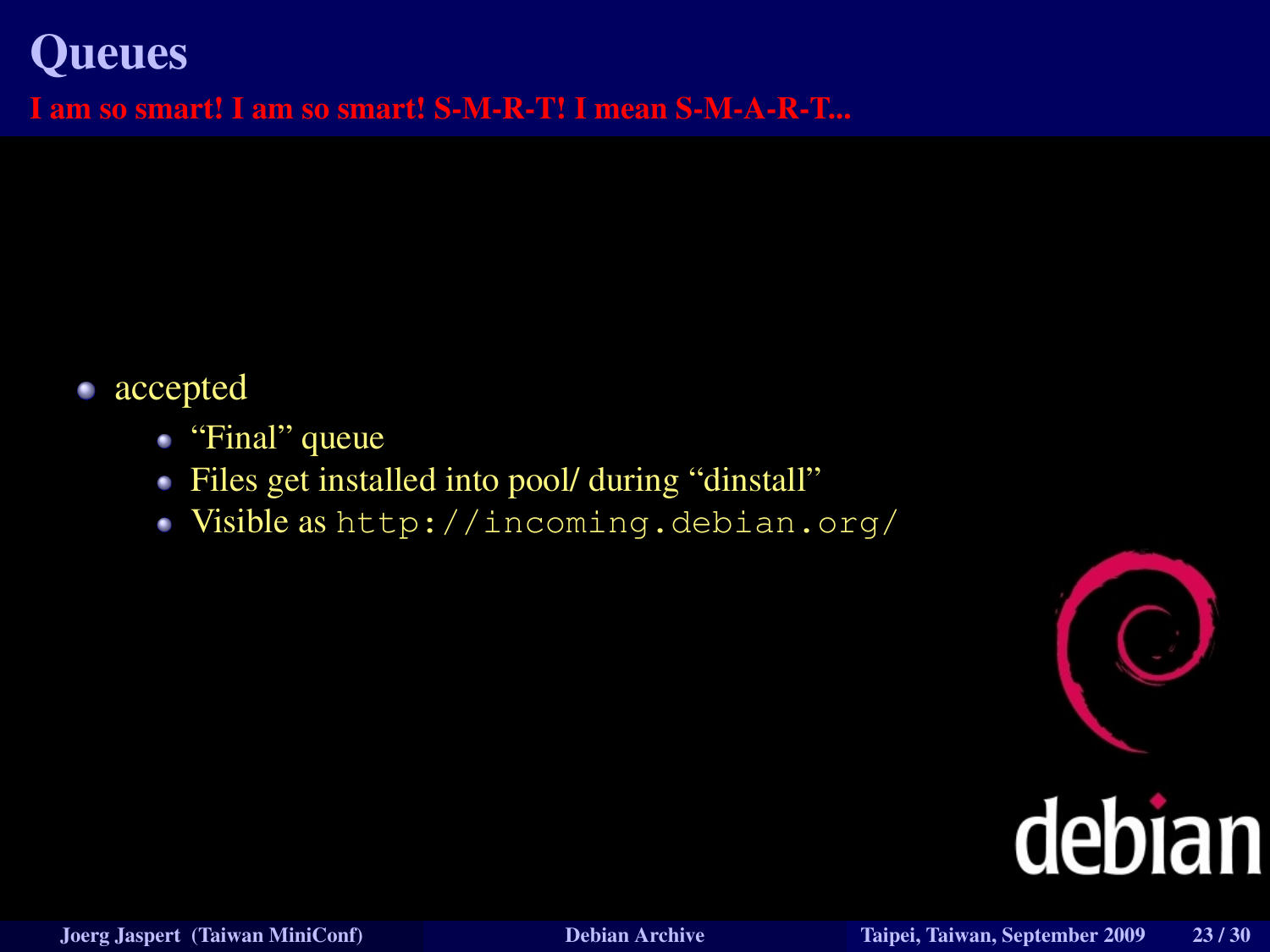# Queues

**I am so smart! I am so smart! S-M-R-T! I mean S-M-A-R-T...**

- accepted
  - “Final” queue
  - Files get installed into pool/ during “dinstall”
  - Visible as `http://incoming.debian.org/`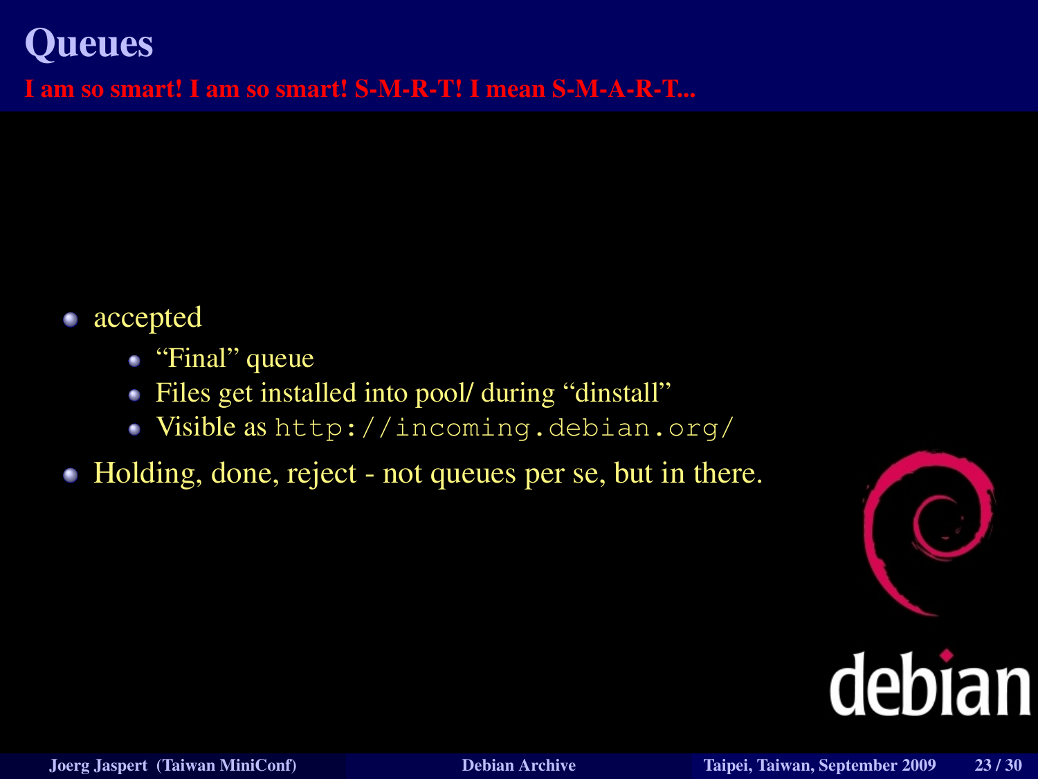# Queues

**I am so smart! I am so smart! S-M-R-T! I mean S-M-A-R-T...**

- accepted
  - "Final" queue
  - Files get installed into pool/ during "dinstall"
  - Visible as `http://incoming.debian.org/`
- Holding, done, reject - not queues per se, but in there.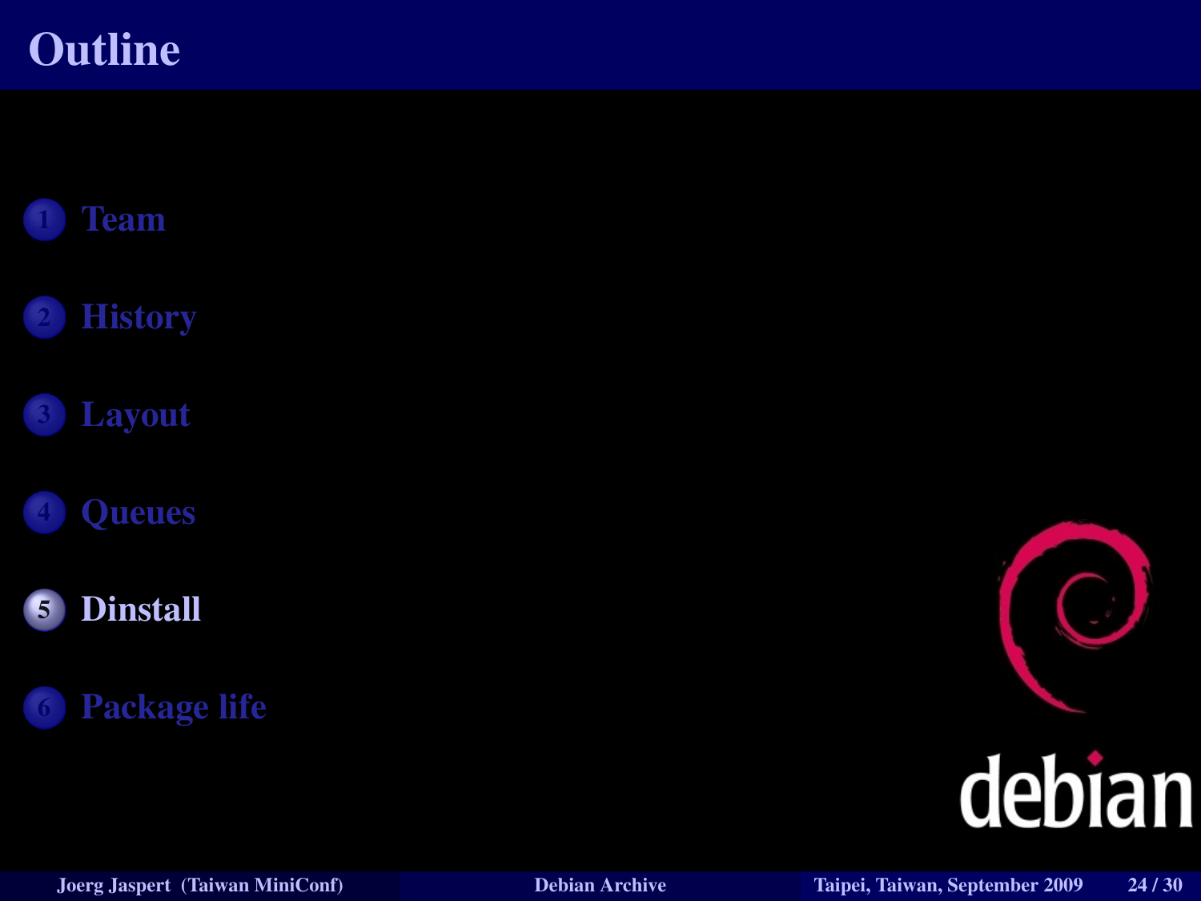# Outline

1. Team
2. History
3. Layout
4. Queues
5. **Dinstall**
6. Package life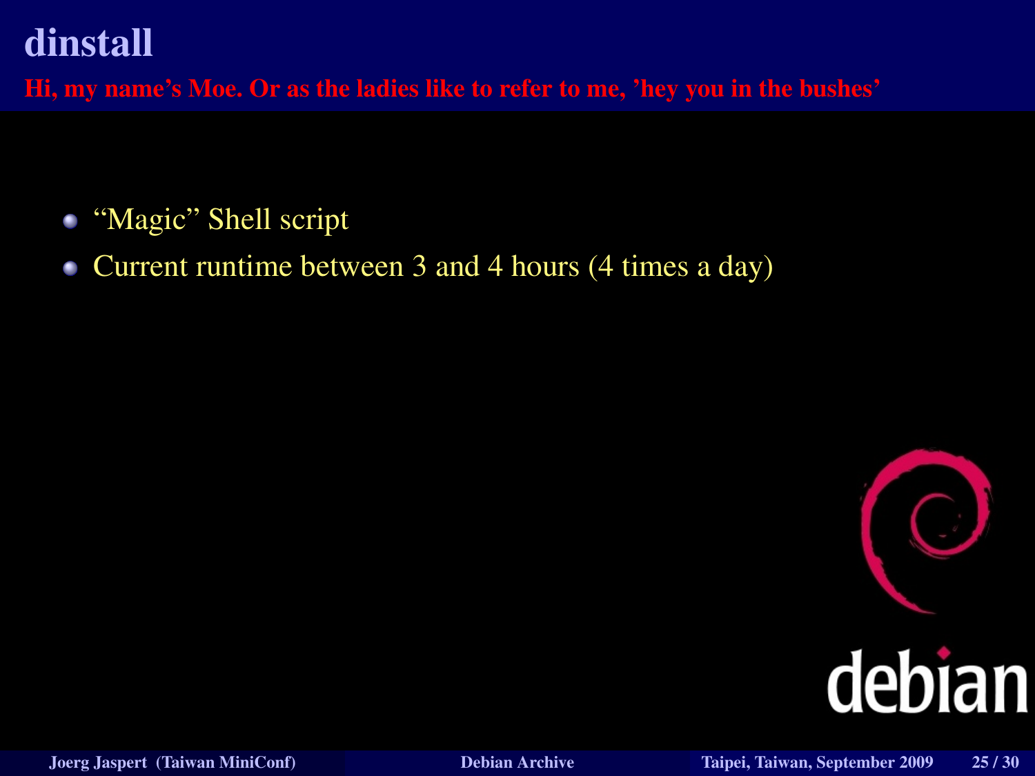# dinstall

**Hi, my name's Moe. Or as the ladies like to refer to me, 'hey you in the bushes'**

- "Magic" Shell script
- Current runtime between 3 and 4 hours (4 times a day)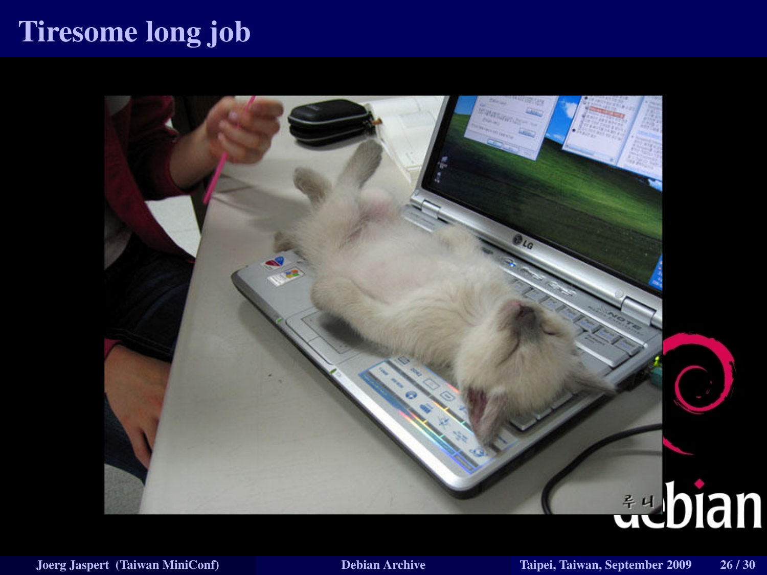# Tiresome long job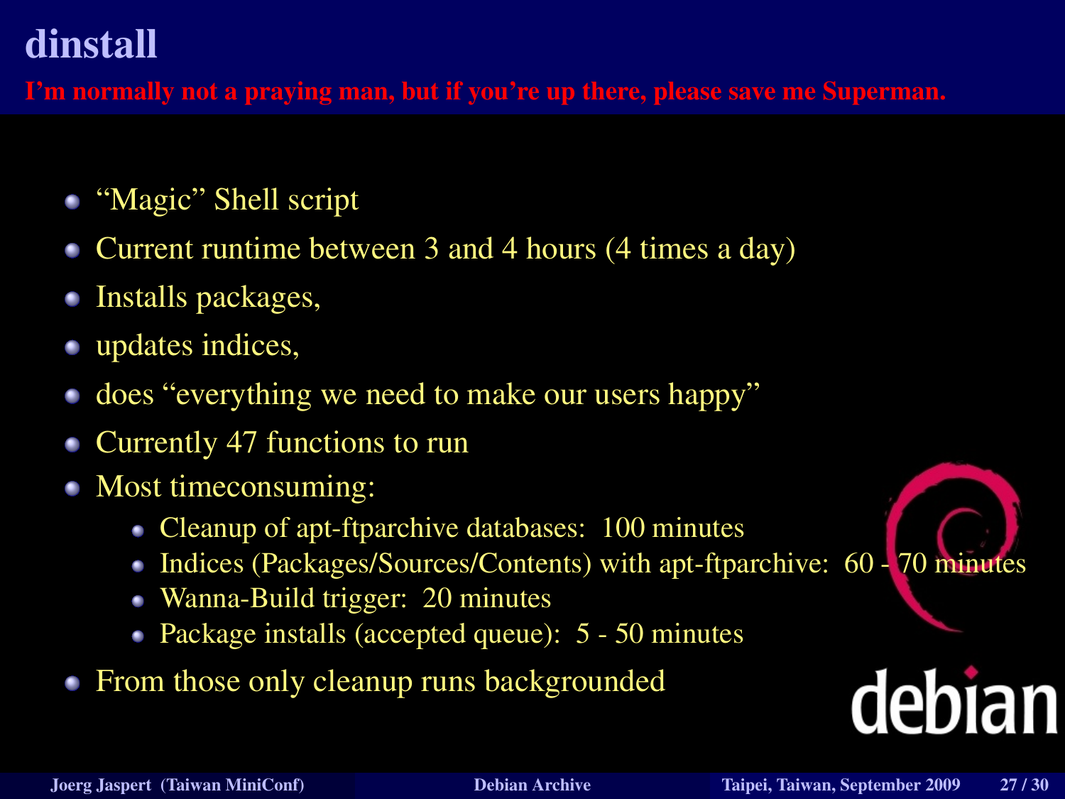# dinstall

**I'm normally not a praying man, but if you're up there, please save me Superman.**

- "Magic" Shell script
- Current runtime between 3 and 4 hours (4 times a day)
- Installs packages,
- updates indices,
- does "everything we need to make our users happy"
- Currently 47 functions to run
- Most timeconsuming:
  - Cleanup of apt-ftparchive databases: 100 minutes
  - Indices (Packages/Sources/Contents) with apt-ftparchive: 60 - 70 minutes
  - Wanna-Build trigger: 20 minutes
  - Package installs (accepted queue): 5 - 50 minutes
- From those only cleanup runs backgrounded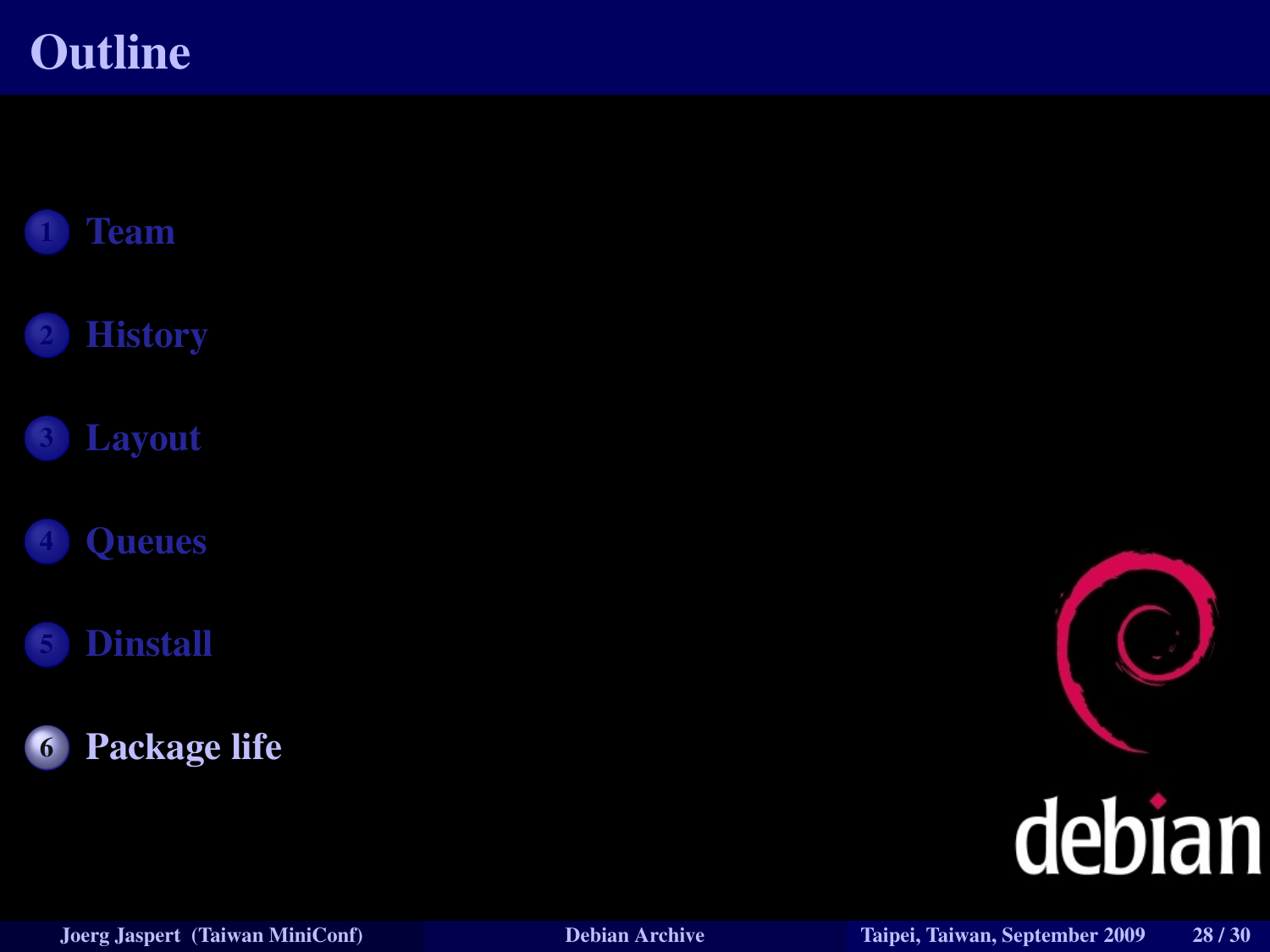# Outline

1. Team
2. History
3. Layout
4. Queues
5. Dinstall
6. **Package life**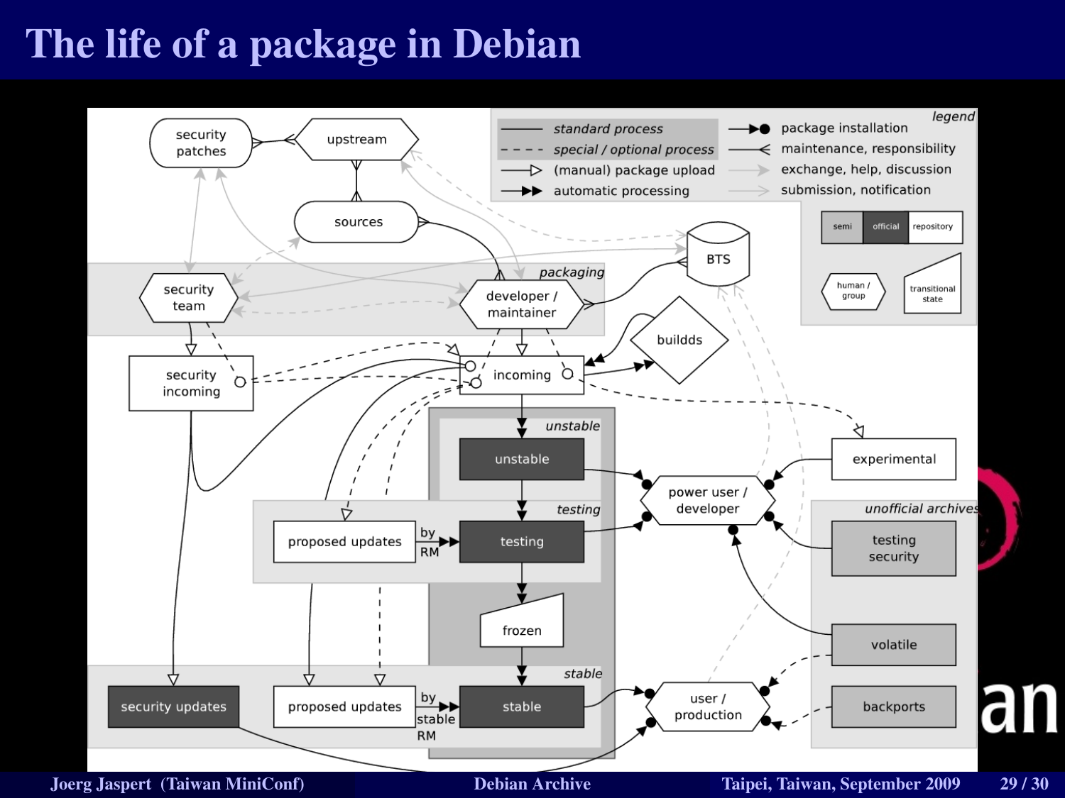# The life of a package in Debian

**legend**

- standard process
- special / optional process
- (manual) package upload
- automatic processing
- package installation
- maintenance, responsibility
- exchange, help, discussion
- submission, notification

semi | official | repository

human / group

transitional state

security patches — upstream — sources — BTS

*packaging*: security team — developer / maintainer

security incoming — incoming — buildds

*unstable*: unstable

*testing*: proposed updates — by RM — testing

frozen

*stable*: security updates — proposed updates — by stable RM — stable

experimental — power user / developer — user / production

*unofficial archives*: testing security — volatile — backports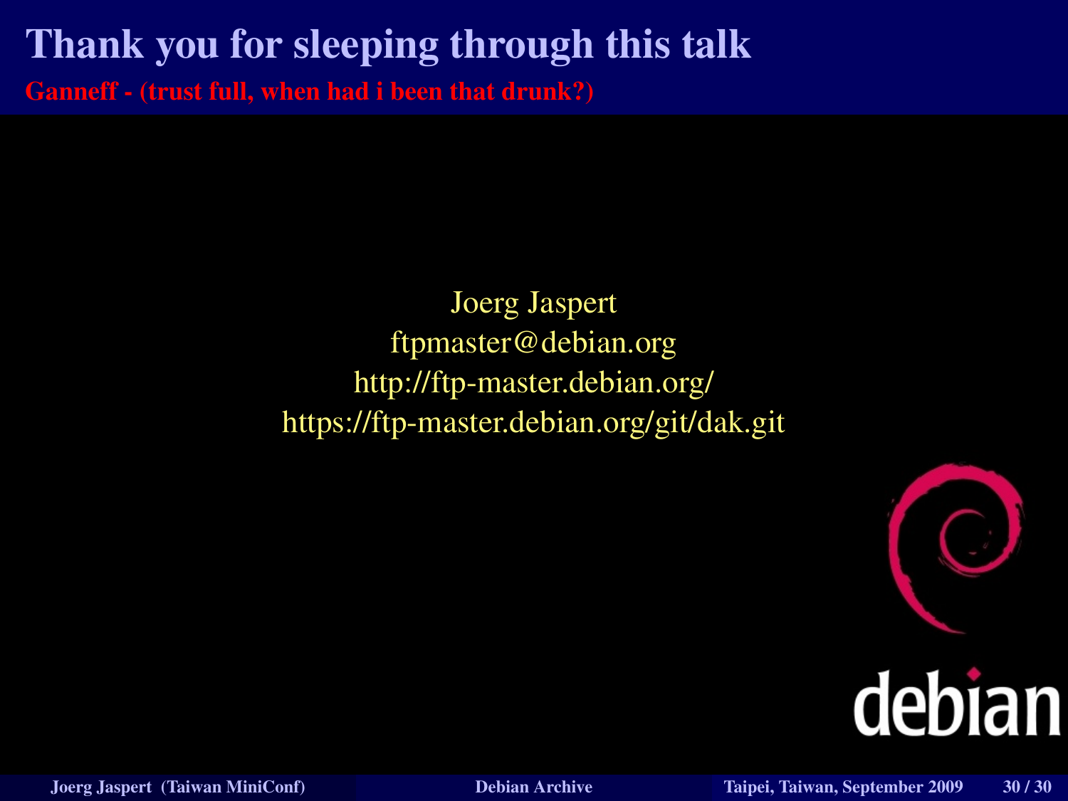# Thank you for sleeping through this talk

**Ganneff - (trust full, when had i been that drunk?)**

Joerg Jaspert
ftpmaster@debian.org
http://ftp-master.debian.org/
https://ftp-master.debian.org/git/dak.git